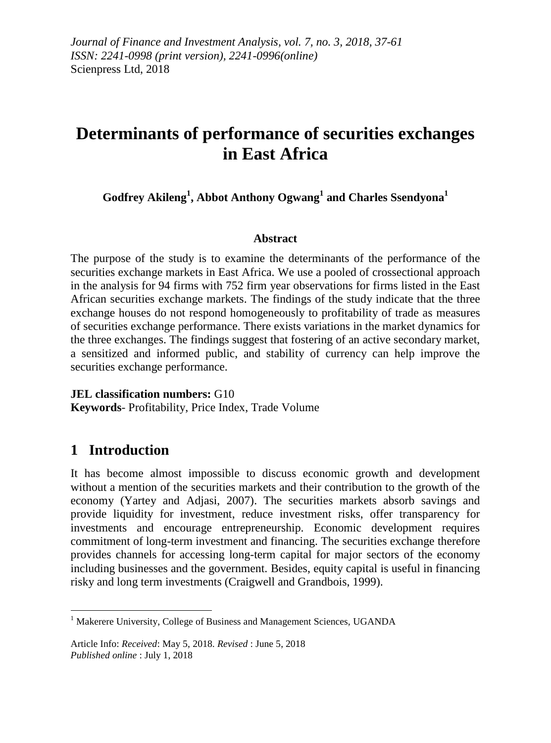*Journal of Finance and Investment Analysis, vol. 7, no. 3, 2018, 37-61*
*ISSN: 2241-0998 (print version), 2241-0996(online)*
Scienpress Ltd, 2018

# Determinants of performance of securities exchanges in East Africa

**Godfrey Akileng[1], Abbot Anthony Ogwang[1] and Charles Ssendyona[1]**

### Abstract

The purpose of the study is to examine the determinants of the performance of the securities exchange markets in East Africa. We use a pooled of crossectional approach in the analysis for 94 firms with 752 firm year observations for firms listed in the East African securities exchange markets. The findings of the study indicate that the three exchange houses do not respond homogeneously to profitability of trade as measures of securities exchange performance. There exists variations in the market dynamics for the three exchanges. The findings suggest that fostering of an active secondary market, a sensitized and informed public, and stability of currency can help improve the securities exchange performance.

**JEL classification numbers:** G10
**Keywords**- Profitability, Price Index, Trade Volume

## 1 Introduction

It has become almost impossible to discuss economic growth and development without a mention of the securities markets and their contribution to the growth of the economy (Yartey and Adjasi, 2007). The securities markets absorb savings and provide liquidity for investment, reduce investment risks, offer transparency for investments and encourage entrepreneurship. Economic development requires commitment of long-term investment and financing. The securities exchange therefore provides channels for accessing long-term capital for major sectors of the economy including businesses and the government. Besides, equity capital is useful in financing risky and long term investments (Craigwell and Grandbois, 1999).

---

[1] Makerere University, College of Business and Management Sciences, UGANDA

Article Info: *Received*: May 5, 2018. *Revised* : June 5, 2018
*Published online* : July 1, 2018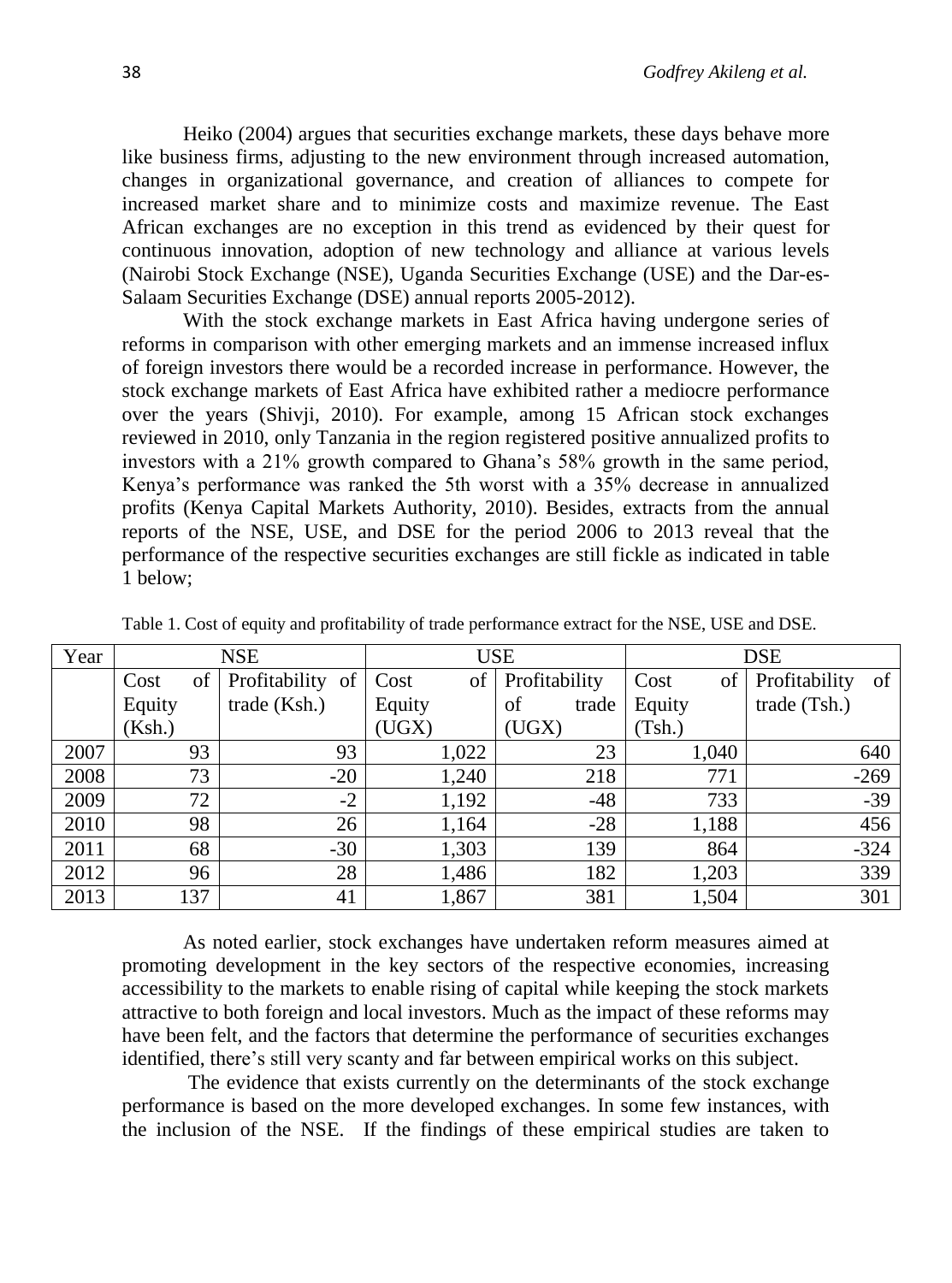Heiko (2004) argues that securities exchange markets, these days behave more like business firms, adjusting to the new environment through increased automation, changes in organizational governance, and creation of alliances to compete for increased market share and to minimize costs and maximize revenue. The East African exchanges are no exception in this trend as evidenced by their quest for continuous innovation, adoption of new technology and alliance at various levels (Nairobi Stock Exchange (NSE), Uganda Securities Exchange (USE) and the Dar-es-Salaam Securities Exchange (DSE) annual reports 2005-2012).

With the stock exchange markets in East Africa having undergone series of reforms in comparison with other emerging markets and an immense increased influx of foreign investors there would be a recorded increase in performance. However, the stock exchange markets of East Africa have exhibited rather a mediocre performance over the years (Shivji, 2010). For example, among 15 African stock exchanges reviewed in 2010, only Tanzania in the region registered positive annualized profits to investors with a 21% growth compared to Ghana's 58% growth in the same period, Kenya's performance was ranked the 5th worst with a 35% decrease in annualized profits (Kenya Capital Markets Authority, 2010). Besides, extracts from the annual reports of the NSE, USE, and DSE for the period 2006 to 2013 reveal that the performance of the respective securities exchanges are still fickle as indicated in table 1 below;

Table 1. Cost of equity and profitability of trade performance extract for the NSE, USE and DSE.

| Year | NSE | | USE | | DSE | |
|---|---|---|---|---|---|---|
| | Cost of Equity (Ksh.) | Profitability of trade (Ksh.) | Cost of Equity (UGX) | Profitability of trade (UGX) | Cost of Equity (Tsh.) | Profitability of trade (Tsh.) |
| 2007 | 93 | 93 | 1,022 | 23 | 1,040 | 640 |
| 2008 | 73 | -20 | 1,240 | 218 | 771 | -269 |
| 2009 | 72 | -2 | 1,192 | -48 | 733 | -39 |
| 2010 | 98 | 26 | 1,164 | -28 | 1,188 | 456 |
| 2011 | 68 | -30 | 1,303 | 139 | 864 | -324 |
| 2012 | 96 | 28 | 1,486 | 182 | 1,203 | 339 |
| 2013 | 137 | 41 | 1,867 | 381 | 1,504 | 301 |

As noted earlier, stock exchanges have undertaken reform measures aimed at promoting development in the key sectors of the respective economies, increasing accessibility to the markets to enable rising of capital while keeping the stock markets attractive to both foreign and local investors. Much as the impact of these reforms may have been felt, and the factors that determine the performance of securities exchanges identified, there's still very scanty and far between empirical works on this subject.

The evidence that exists currently on the determinants of the stock exchange performance is based on the more developed exchanges. In some few instances, with the inclusion of the NSE. If the findings of these empirical studies are taken to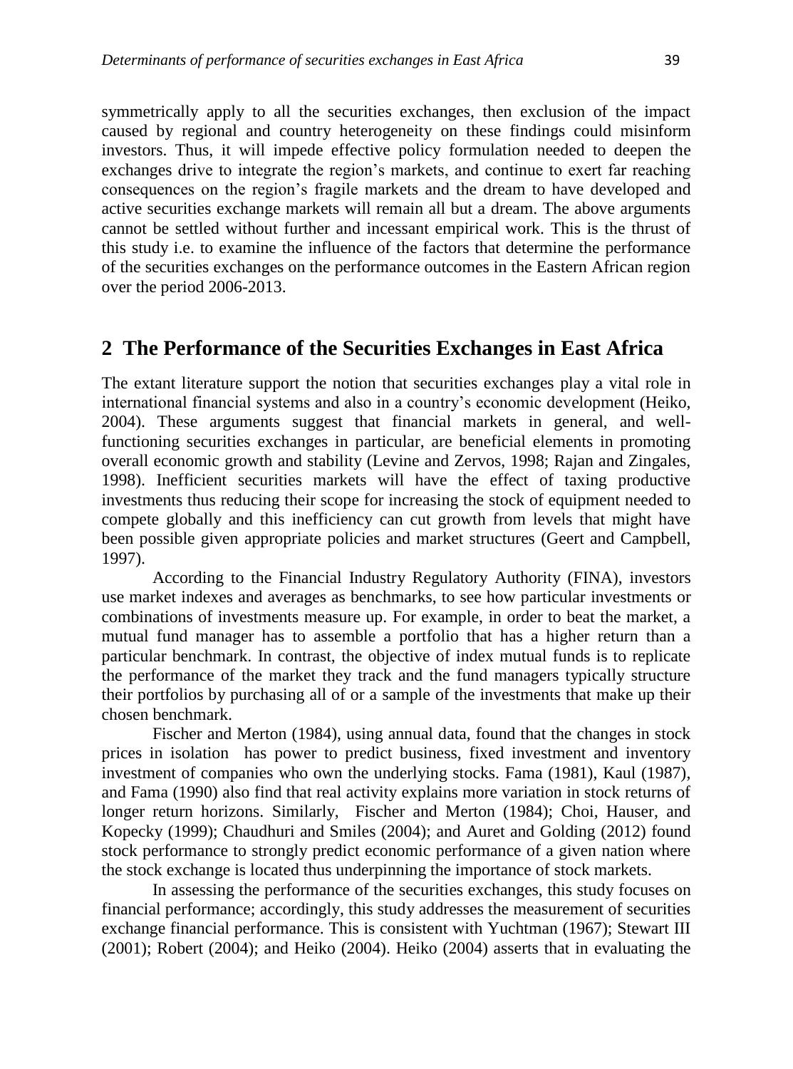symmetrically apply to all the securities exchanges, then exclusion of the impact caused by regional and country heterogeneity on these findings could misinform investors. Thus, it will impede effective policy formulation needed to deepen the exchanges drive to integrate the region's markets, and continue to exert far reaching consequences on the region's fragile markets and the dream to have developed and active securities exchange markets will remain all but a dream. The above arguments cannot be settled without further and incessant empirical work. This is the thrust of this study i.e. to examine the influence of the factors that determine the performance of the securities exchanges on the performance outcomes in the Eastern African region over the period 2006-2013.

## 2 The Performance of the Securities Exchanges in East Africa

The extant literature support the notion that securities exchanges play a vital role in international financial systems and also in a country's economic development (Heiko, 2004). These arguments suggest that financial markets in general, and well-functioning securities exchanges in particular, are beneficial elements in promoting overall economic growth and stability (Levine and Zervos, 1998; Rajan and Zingales, 1998). Inefficient securities markets will have the effect of taxing productive investments thus reducing their scope for increasing the stock of equipment needed to compete globally and this inefficiency can cut growth from levels that might have been possible given appropriate policies and market structures (Geert and Campbell, 1997).

According to the Financial Industry Regulatory Authority (FINA), investors use market indexes and averages as benchmarks, to see how particular investments or combinations of investments measure up. For example, in order to beat the market, a mutual fund manager has to assemble a portfolio that has a higher return than a particular benchmark. In contrast, the objective of index mutual funds is to replicate the performance of the market they track and the fund managers typically structure their portfolios by purchasing all of or a sample of the investments that make up their chosen benchmark.

Fischer and Merton (1984), using annual data, found that the changes in stock prices in isolation has power to predict business, fixed investment and inventory investment of companies who own the underlying stocks. Fama (1981), Kaul (1987), and Fama (1990) also find that real activity explains more variation in stock returns of longer return horizons. Similarly, Fischer and Merton (1984); Choi, Hauser, and Kopecky (1999); Chaudhuri and Smiles (2004); and Auret and Golding (2012) found stock performance to strongly predict economic performance of a given nation where the stock exchange is located thus underpinning the importance of stock markets.

In assessing the performance of the securities exchanges, this study focuses on financial performance; accordingly, this study addresses the measurement of securities exchange financial performance. This is consistent with Yuchtman (1967); Stewart III (2001); Robert (2004); and Heiko (2004). Heiko (2004) asserts that in evaluating the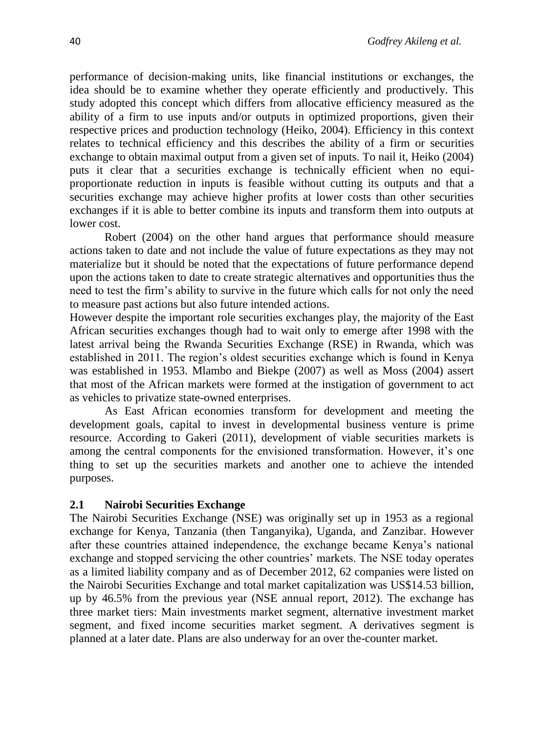performance of decision-making units, like financial institutions or exchanges, the idea should be to examine whether they operate efficiently and productively. This study adopted this concept which differs from allocative efficiency measured as the ability of a firm to use inputs and/or outputs in optimized proportions, given their respective prices and production technology (Heiko, 2004). Efficiency in this context relates to technical efficiency and this describes the ability of a firm or securities exchange to obtain maximal output from a given set of inputs. To nail it, Heiko (2004) puts it clear that a securities exchange is technically efficient when no equi-proportionate reduction in inputs is feasible without cutting its outputs and that a securities exchange may achieve higher profits at lower costs than other securities exchanges if it is able to better combine its inputs and transform them into outputs at lower cost.

Robert (2004) on the other hand argues that performance should measure actions taken to date and not include the value of future expectations as they may not materialize but it should be noted that the expectations of future performance depend upon the actions taken to date to create strategic alternatives and opportunities thus the need to test the firm's ability to survive in the future which calls for not only the need to measure past actions but also future intended actions.

However despite the important role securities exchanges play, the majority of the East African securities exchanges though had to wait only to emerge after 1998 with the latest arrival being the Rwanda Securities Exchange (RSE) in Rwanda, which was established in 2011. The region's oldest securities exchange which is found in Kenya was established in 1953. Mlambo and Biekpe (2007) as well as Moss (2004) assert that most of the African markets were formed at the instigation of government to act as vehicles to privatize state-owned enterprises.

As East African economies transform for development and meeting the development goals, capital to invest in developmental business venture is prime resource. According to Gakeri (2011), development of viable securities markets is among the central components for the envisioned transformation. However, it's one thing to set up the securities markets and another one to achieve the intended purposes.

## 2.1 Nairobi Securities Exchange

The Nairobi Securities Exchange (NSE) was originally set up in 1953 as a regional exchange for Kenya, Tanzania (then Tanganyika), Uganda, and Zanzibar. However after these countries attained independence, the exchange became Kenya's national exchange and stopped servicing the other countries' markets. The NSE today operates as a limited liability company and as of December 2012, 62 companies were listed on the Nairobi Securities Exchange and total market capitalization was US$14.53 billion, up by 46.5% from the previous year (NSE annual report, 2012). The exchange has three market tiers: Main investments market segment, alternative investment market segment, and fixed income securities market segment. A derivatives segment is planned at a later date. Plans are also underway for an over the-counter market.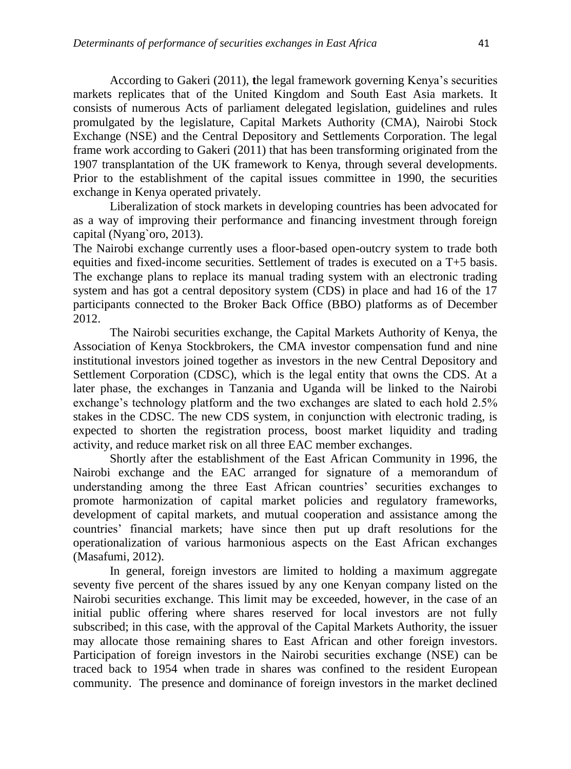According to Gakeri (2011), the legal framework governing Kenya's securities markets replicates that of the United Kingdom and South East Asia markets. It consists of numerous Acts of parliament delegated legislation, guidelines and rules promulgated by the legislature, Capital Markets Authority (CMA), Nairobi Stock Exchange (NSE) and the Central Depository and Settlements Corporation. The legal frame work according to Gakeri (2011) that has been transforming originated from the 1907 transplantation of the UK framework to Kenya, through several developments. Prior to the establishment of the capital issues committee in 1990, the securities exchange in Kenya operated privately.

Liberalization of stock markets in developing countries has been advocated for as a way of improving their performance and financing investment through foreign capital (Nyang`oro, 2013).

The Nairobi exchange currently uses a floor-based open-outcry system to trade both equities and fixed-income securities. Settlement of trades is executed on a T+5 basis. The exchange plans to replace its manual trading system with an electronic trading system and has got a central depository system (CDS) in place and had 16 of the 17 participants connected to the Broker Back Office (BBO) platforms as of December 2012.

The Nairobi securities exchange, the Capital Markets Authority of Kenya, the Association of Kenya Stockbrokers, the CMA investor compensation fund and nine institutional investors joined together as investors in the new Central Depository and Settlement Corporation (CDSC), which is the legal entity that owns the CDS. At a later phase, the exchanges in Tanzania and Uganda will be linked to the Nairobi exchange's technology platform and the two exchanges are slated to each hold 2.5% stakes in the CDSC. The new CDS system, in conjunction with electronic trading, is expected to shorten the registration process, boost market liquidity and trading activity, and reduce market risk on all three EAC member exchanges.

Shortly after the establishment of the East African Community in 1996, the Nairobi exchange and the EAC arranged for signature of a memorandum of understanding among the three East African countries' securities exchanges to promote harmonization of capital market policies and regulatory frameworks, development of capital markets, and mutual cooperation and assistance among the countries' financial markets; have since then put up draft resolutions for the operationalization of various harmonious aspects on the East African exchanges (Masafumi, 2012).

In general, foreign investors are limited to holding a maximum aggregate seventy five percent of the shares issued by any one Kenyan company listed on the Nairobi securities exchange. This limit may be exceeded, however, in the case of an initial public offering where shares reserved for local investors are not fully subscribed; in this case, with the approval of the Capital Markets Authority, the issuer may allocate those remaining shares to East African and other foreign investors. Participation of foreign investors in the Nairobi securities exchange (NSE) can be traced back to 1954 when trade in shares was confined to the resident European community. The presence and dominance of foreign investors in the market declined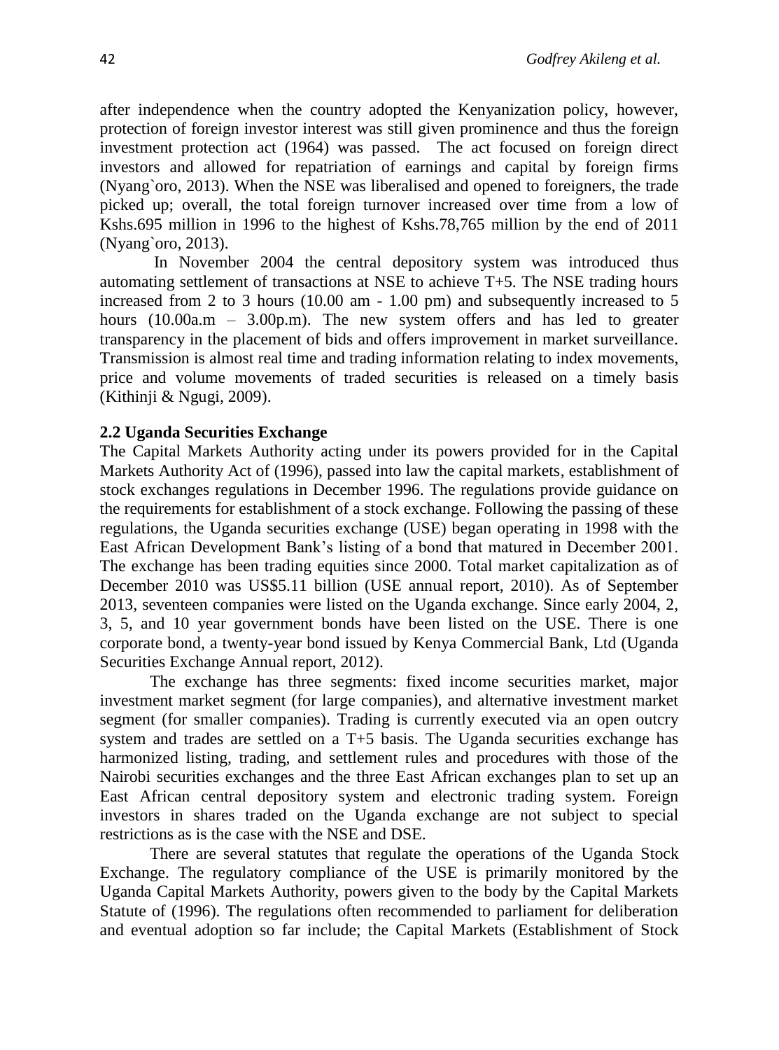after independence when the country adopted the Kenyanization policy, however, protection of foreign investor interest was still given prominence and thus the foreign investment protection act (1964) was passed. The act focused on foreign direct investors and allowed for repatriation of earnings and capital by foreign firms (Nyang`oro, 2013). When the NSE was liberalised and opened to foreigners, the trade picked up; overall, the total foreign turnover increased over time from a low of Kshs.695 million in 1996 to the highest of Kshs.78,765 million by the end of 2011 (Nyang`oro, 2013).

In November 2004 the central depository system was introduced thus automating settlement of transactions at NSE to achieve T+5. The NSE trading hours increased from 2 to 3 hours (10.00 am - 1.00 pm) and subsequently increased to 5 hours (10.00a.m – 3.00p.m). The new system offers and has led to greater transparency in the placement of bids and offers improvement in market surveillance. Transmission is almost real time and trading information relating to index movements, price and volume movements of traded securities is released on a timely basis (Kithinji & Ngugi, 2009).

### 2.2 Uganda Securities Exchange

The Capital Markets Authority acting under its powers provided for in the Capital Markets Authority Act of (1996), passed into law the capital markets, establishment of stock exchanges regulations in December 1996. The regulations provide guidance on the requirements for establishment of a stock exchange. Following the passing of these regulations, the Uganda securities exchange (USE) began operating in 1998 with the East African Development Bank's listing of a bond that matured in December 2001. The exchange has been trading equities since 2000. Total market capitalization as of December 2010 was US$5.11 billion (USE annual report, 2010). As of September 2013, seventeen companies were listed on the Uganda exchange. Since early 2004, 2, 3, 5, and 10 year government bonds have been listed on the USE. There is one corporate bond, a twenty-year bond issued by Kenya Commercial Bank, Ltd (Uganda Securities Exchange Annual report, 2012).

The exchange has three segments: fixed income securities market, major investment market segment (for large companies), and alternative investment market segment (for smaller companies). Trading is currently executed via an open outcry system and trades are settled on a T+5 basis. The Uganda securities exchange has harmonized listing, trading, and settlement rules and procedures with those of the Nairobi securities exchanges and the three East African exchanges plan to set up an East African central depository system and electronic trading system. Foreign investors in shares traded on the Uganda exchange are not subject to special restrictions as is the case with the NSE and DSE.

There are several statutes that regulate the operations of the Uganda Stock Exchange. The regulatory compliance of the USE is primarily monitored by the Uganda Capital Markets Authority, powers given to the body by the Capital Markets Statute of (1996). The regulations often recommended to parliament for deliberation and eventual adoption so far include; the Capital Markets (Establishment of Stock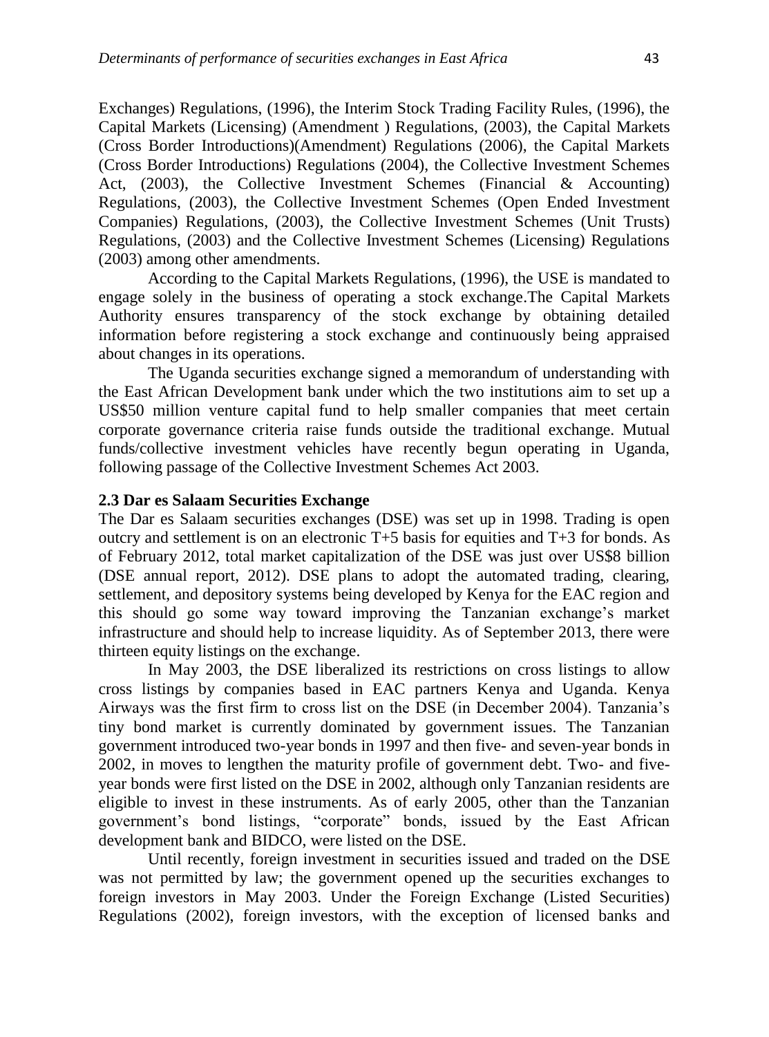Exchanges) Regulations, (1996), the Interim Stock Trading Facility Rules, (1996), the Capital Markets (Licensing) (Amendment ) Regulations, (2003), the Capital Markets (Cross Border Introductions)(Amendment) Regulations (2006), the Capital Markets (Cross Border Introductions) Regulations (2004), the Collective Investment Schemes Act, (2003), the Collective Investment Schemes (Financial & Accounting) Regulations, (2003), the Collective Investment Schemes (Open Ended Investment Companies) Regulations, (2003), the Collective Investment Schemes (Unit Trusts) Regulations, (2003) and the Collective Investment Schemes (Licensing) Regulations (2003) among other amendments.

According to the Capital Markets Regulations, (1996), the USE is mandated to engage solely in the business of operating a stock exchange.The Capital Markets Authority ensures transparency of the stock exchange by obtaining detailed information before registering a stock exchange and continuously being appraised about changes in its operations.

The Uganda securities exchange signed a memorandum of understanding with the East African Development bank under which the two institutions aim to set up a US$50 million venture capital fund to help smaller companies that meet certain corporate governance criteria raise funds outside the traditional exchange. Mutual funds/collective investment vehicles have recently begun operating in Uganda, following passage of the Collective Investment Schemes Act 2003.

### 2.3 Dar es Salaam Securities Exchange

The Dar es Salaam securities exchanges (DSE) was set up in 1998. Trading is open outcry and settlement is on an electronic T+5 basis for equities and T+3 for bonds. As of February 2012, total market capitalization of the DSE was just over US$8 billion (DSE annual report, 2012). DSE plans to adopt the automated trading, clearing, settlement, and depository systems being developed by Kenya for the EAC region and this should go some way toward improving the Tanzanian exchange's market infrastructure and should help to increase liquidity. As of September 2013, there were thirteen equity listings on the exchange.

In May 2003, the DSE liberalized its restrictions on cross listings to allow cross listings by companies based in EAC partners Kenya and Uganda. Kenya Airways was the first firm to cross list on the DSE (in December 2004). Tanzania's tiny bond market is currently dominated by government issues. The Tanzanian government introduced two-year bonds in 1997 and then five- and seven-year bonds in 2002, in moves to lengthen the maturity profile of government debt. Two- and five-year bonds were first listed on the DSE in 2002, although only Tanzanian residents are eligible to invest in these instruments. As of early 2005, other than the Tanzanian government's bond listings, "corporate" bonds, issued by the East African development bank and BIDCO, were listed on the DSE.

Until recently, foreign investment in securities issued and traded on the DSE was not permitted by law; the government opened up the securities exchanges to foreign investors in May 2003. Under the Foreign Exchange (Listed Securities) Regulations (2002), foreign investors, with the exception of licensed banks and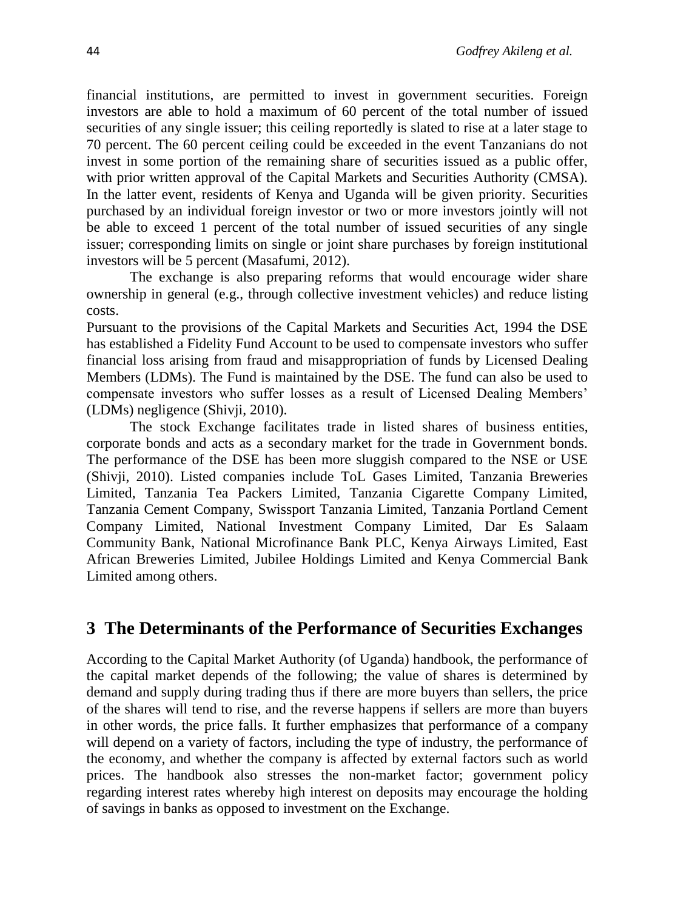financial institutions, are permitted to invest in government securities. Foreign investors are able to hold a maximum of 60 percent of the total number of issued securities of any single issuer; this ceiling reportedly is slated to rise at a later stage to 70 percent. The 60 percent ceiling could be exceeded in the event Tanzanians do not invest in some portion of the remaining share of securities issued as a public offer, with prior written approval of the Capital Markets and Securities Authority (CMSA). In the latter event, residents of Kenya and Uganda will be given priority. Securities purchased by an individual foreign investor or two or more investors jointly will not be able to exceed 1 percent of the total number of issued securities of any single issuer; corresponding limits on single or joint share purchases by foreign institutional investors will be 5 percent (Masafumi, 2012).

The exchange is also preparing reforms that would encourage wider share ownership in general (e.g., through collective investment vehicles) and reduce listing costs.

Pursuant to the provisions of the Capital Markets and Securities Act, 1994 the DSE has established a Fidelity Fund Account to be used to compensate investors who suffer financial loss arising from fraud and misappropriation of funds by Licensed Dealing Members (LDMs). The Fund is maintained by the DSE. The fund can also be used to compensate investors who suffer losses as a result of Licensed Dealing Members' (LDMs) negligence (Shivji, 2010).

The stock Exchange facilitates trade in listed shares of business entities, corporate bonds and acts as a secondary market for the trade in Government bonds. The performance of the DSE has been more sluggish compared to the NSE or USE (Shivji, 2010). Listed companies include ToL Gases Limited, Tanzania Breweries Limited, Tanzania Tea Packers Limited, Tanzania Cigarette Company Limited, Tanzania Cement Company, Swissport Tanzania Limited, Tanzania Portland Cement Company Limited, National Investment Company Limited, Dar Es Salaam Community Bank, National Microfinance Bank PLC, Kenya Airways Limited, East African Breweries Limited, Jubilee Holdings Limited and Kenya Commercial Bank Limited among others.

## 3 The Determinants of the Performance of Securities Exchanges

According to the Capital Market Authority (of Uganda) handbook, the performance of the capital market depends of the following; the value of shares is determined by demand and supply during trading thus if there are more buyers than sellers, the price of the shares will tend to rise, and the reverse happens if sellers are more than buyers in other words, the price falls. It further emphasizes that performance of a company will depend on a variety of factors, including the type of industry, the performance of the economy, and whether the company is affected by external factors such as world prices. The handbook also stresses the non-market factor; government policy regarding interest rates whereby high interest on deposits may encourage the holding of savings in banks as opposed to investment on the Exchange.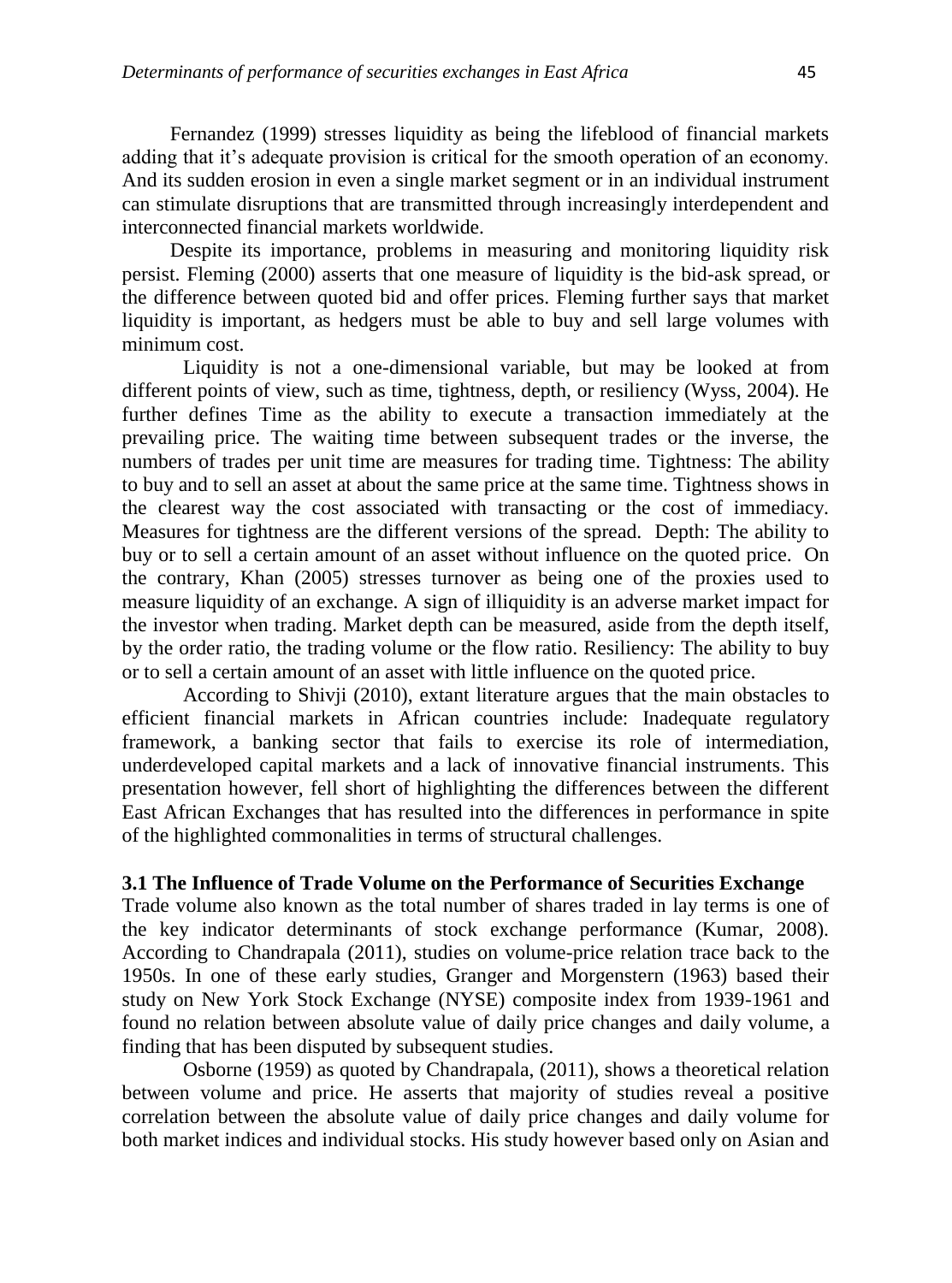Fernandez (1999) stresses liquidity as being the lifeblood of financial markets adding that it's adequate provision is critical for the smooth operation of an economy. And its sudden erosion in even a single market segment or in an individual instrument can stimulate disruptions that are transmitted through increasingly interdependent and interconnected financial markets worldwide.

Despite its importance, problems in measuring and monitoring liquidity risk persist. Fleming (2000) asserts that one measure of liquidity is the bid-ask spread, or the difference between quoted bid and offer prices. Fleming further says that market liquidity is important, as hedgers must be able to buy and sell large volumes with minimum cost.

Liquidity is not a one-dimensional variable, but may be looked at from different points of view, such as time, tightness, depth, or resiliency (Wyss, 2004). He further defines Time as the ability to execute a transaction immediately at the prevailing price. The waiting time between subsequent trades or the inverse, the numbers of trades per unit time are measures for trading time. Tightness: The ability to buy and to sell an asset at about the same price at the same time. Tightness shows in the clearest way the cost associated with transacting or the cost of immediacy. Measures for tightness are the different versions of the spread. Depth: The ability to buy or to sell a certain amount of an asset without influence on the quoted price. On the contrary, Khan (2005) stresses turnover as being one of the proxies used to measure liquidity of an exchange. A sign of illiquidity is an adverse market impact for the investor when trading. Market depth can be measured, aside from the depth itself, by the order ratio, the trading volume or the flow ratio. Resiliency: The ability to buy or to sell a certain amount of an asset with little influence on the quoted price.

According to Shivji (2010), extant literature argues that the main obstacles to efficient financial markets in African countries include: Inadequate regulatory framework, a banking sector that fails to exercise its role of intermediation, underdeveloped capital markets and a lack of innovative financial instruments. This presentation however, fell short of highlighting the differences between the different East African Exchanges that has resulted into the differences in performance in spite of the highlighted commonalities in terms of structural challenges.

### 3.1 The Influence of Trade Volume on the Performance of Securities Exchange

Trade volume also known as the total number of shares traded in lay terms is one of the key indicator determinants of stock exchange performance (Kumar, 2008). According to Chandrapala (2011), studies on volume-price relation trace back to the 1950s. In one of these early studies, Granger and Morgenstern (1963) based their study on New York Stock Exchange (NYSE) composite index from 1939-1961 and found no relation between absolute value of daily price changes and daily volume, a finding that has been disputed by subsequent studies.

Osborne (1959) as quoted by Chandrapala, (2011), shows a theoretical relation between volume and price. He asserts that majority of studies reveal a positive correlation between the absolute value of daily price changes and daily volume for both market indices and individual stocks. His study however based only on Asian and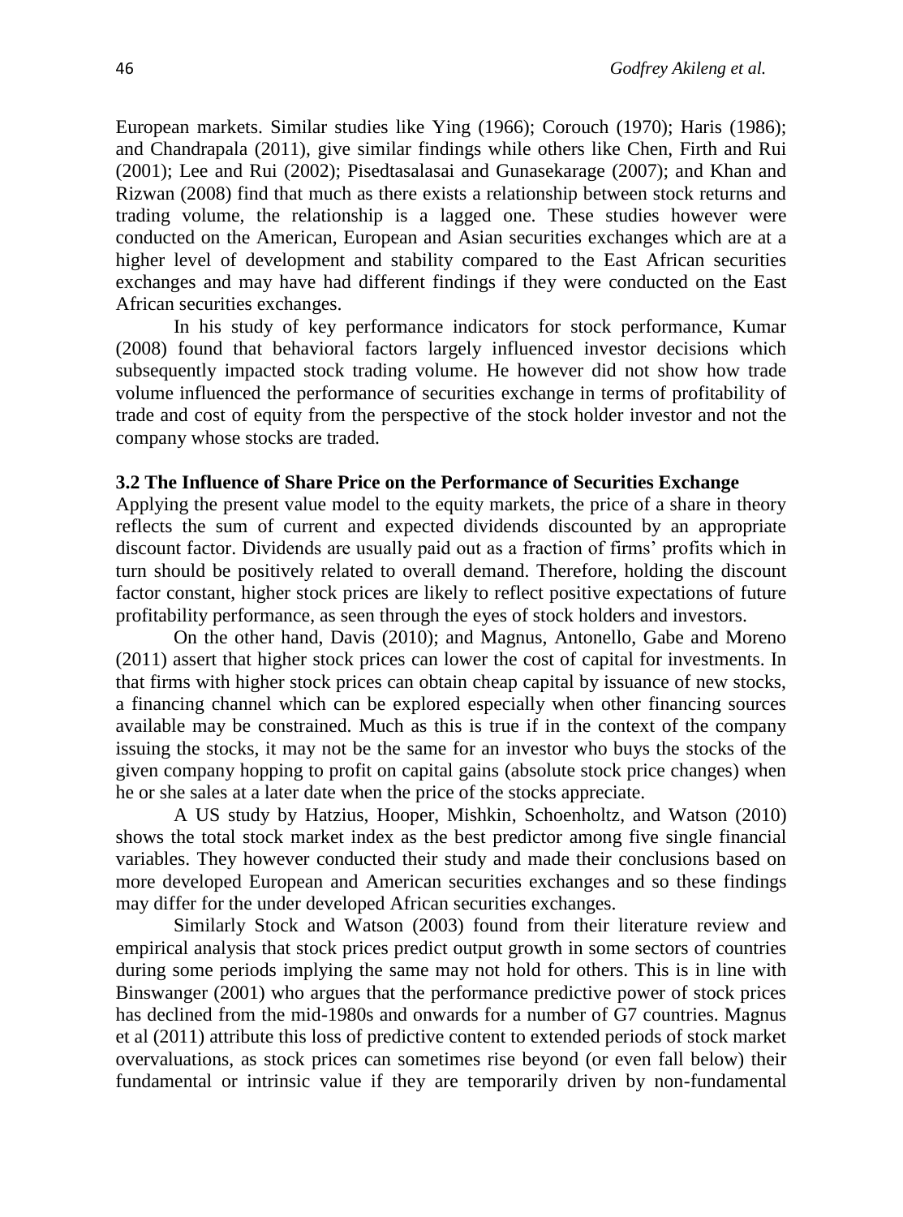European markets. Similar studies like Ying (1966); Corouch (1970); Haris (1986); and Chandrapala (2011), give similar findings while others like Chen, Firth and Rui (2001); Lee and Rui (2002); Pisedtasalasai and Gunasekarage (2007); and Khan and Rizwan (2008) find that much as there exists a relationship between stock returns and trading volume, the relationship is a lagged one. These studies however were conducted on the American, European and Asian securities exchanges which are at a higher level of development and stability compared to the East African securities exchanges and may have had different findings if they were conducted on the East African securities exchanges.

In his study of key performance indicators for stock performance, Kumar (2008) found that behavioral factors largely influenced investor decisions which subsequently impacted stock trading volume. He however did not show how trade volume influenced the performance of securities exchange in terms of profitability of trade and cost of equity from the perspective of the stock holder investor and not the company whose stocks are traded.

### 3.2 The Influence of Share Price on the Performance of Securities Exchange

Applying the present value model to the equity markets, the price of a share in theory reflects the sum of current and expected dividends discounted by an appropriate discount factor. Dividends are usually paid out as a fraction of firms' profits which in turn should be positively related to overall demand. Therefore, holding the discount factor constant, higher stock prices are likely to reflect positive expectations of future profitability performance, as seen through the eyes of stock holders and investors.

On the other hand, Davis (2010); and Magnus, Antonello, Gabe and Moreno (2011) assert that higher stock prices can lower the cost of capital for investments. In that firms with higher stock prices can obtain cheap capital by issuance of new stocks, a financing channel which can be explored especially when other financing sources available may be constrained. Much as this is true if in the context of the company issuing the stocks, it may not be the same for an investor who buys the stocks of the given company hopping to profit on capital gains (absolute stock price changes) when he or she sales at a later date when the price of the stocks appreciate.

A US study by Hatzius, Hooper, Mishkin, Schoenholtz, and Watson (2010) shows the total stock market index as the best predictor among five single financial variables. They however conducted their study and made their conclusions based on more developed European and American securities exchanges and so these findings may differ for the under developed African securities exchanges.

Similarly Stock and Watson (2003) found from their literature review and empirical analysis that stock prices predict output growth in some sectors of countries during some periods implying the same may not hold for others. This is in line with Binswanger (2001) who argues that the performance predictive power of stock prices has declined from the mid-1980s and onwards for a number of G7 countries. Magnus et al (2011) attribute this loss of predictive content to extended periods of stock market overvaluations, as stock prices can sometimes rise beyond (or even fall below) their fundamental or intrinsic value if they are temporarily driven by non-fundamental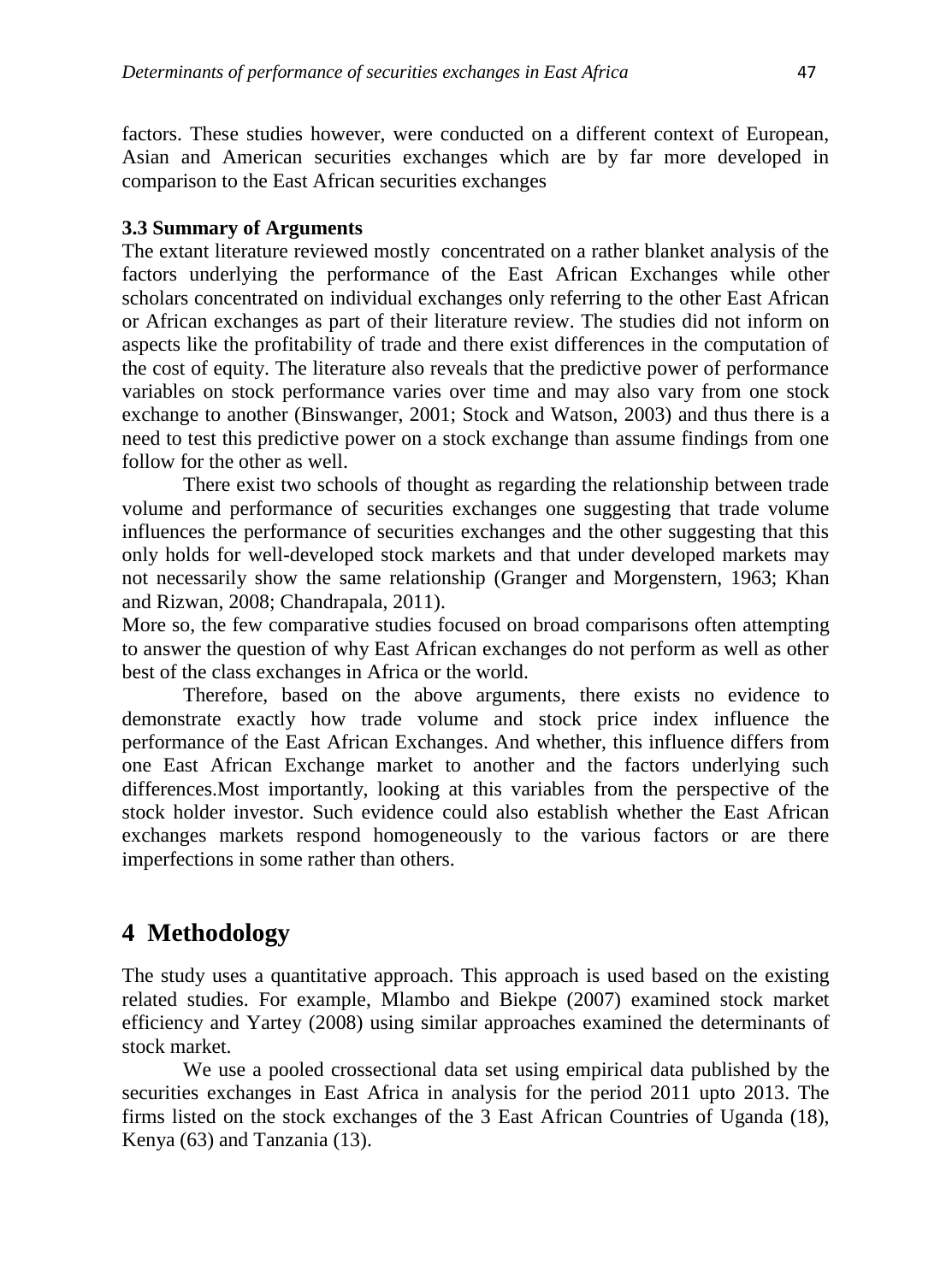factors. These studies however, were conducted on a different context of European, Asian and American securities exchanges which are by far more developed in comparison to the East African securities exchanges

### 3.3 Summary of Arguments

The extant literature reviewed mostly concentrated on a rather blanket analysis of the factors underlying the performance of the East African Exchanges while other scholars concentrated on individual exchanges only referring to the other East African or African exchanges as part of their literature review. The studies did not inform on aspects like the profitability of trade and there exist differences in the computation of the cost of equity. The literature also reveals that the predictive power of performance variables on stock performance varies over time and may also vary from one stock exchange to another (Binswanger, 2001; Stock and Watson, 2003) and thus there is a need to test this predictive power on a stock exchange than assume findings from one follow for the other as well.

There exist two schools of thought as regarding the relationship between trade volume and performance of securities exchanges one suggesting that trade volume influences the performance of securities exchanges and the other suggesting that this only holds for well-developed stock markets and that under developed markets may not necessarily show the same relationship (Granger and Morgenstern, 1963; Khan and Rizwan, 2008; Chandrapala, 2011).

More so, the few comparative studies focused on broad comparisons often attempting to answer the question of why East African exchanges do not perform as well as other best of the class exchanges in Africa or the world.

Therefore, based on the above arguments, there exists no evidence to demonstrate exactly how trade volume and stock price index influence the performance of the East African Exchanges. And whether, this influence differs from one East African Exchange market to another and the factors underlying such differences.Most importantly, looking at this variables from the perspective of the stock holder investor. Such evidence could also establish whether the East African exchanges markets respond homogeneously to the various factors or are there imperfections in some rather than others.

## 4 Methodology

The study uses a quantitative approach. This approach is used based on the existing related studies. For example, Mlambo and Biekpe (2007) examined stock market efficiency and Yartey (2008) using similar approaches examined the determinants of stock market.

We use a pooled crossectional data set using empirical data published by the securities exchanges in East Africa in analysis for the period 2011 upto 2013. The firms listed on the stock exchanges of the 3 East African Countries of Uganda (18), Kenya (63) and Tanzania (13).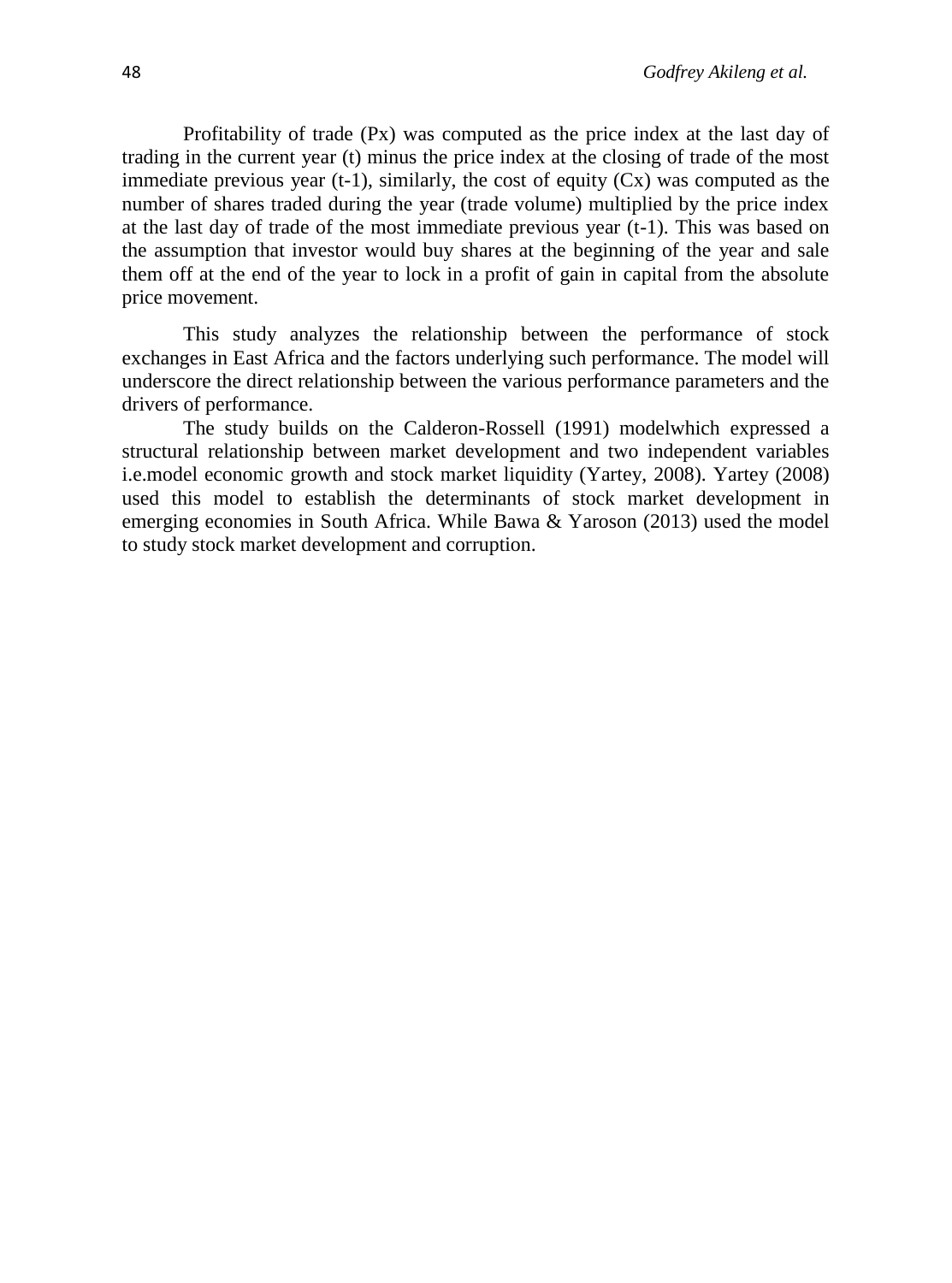Profitability of trade (Px) was computed as the price index at the last day of trading in the current year (t) minus the price index at the closing of trade of the most immediate previous year (t-1), similarly, the cost of equity (Cx) was computed as the number of shares traded during the year (trade volume) multiplied by the price index at the last day of trade of the most immediate previous year (t-1). This was based on the assumption that investor would buy shares at the beginning of the year and sale them off at the end of the year to lock in a profit of gain in capital from the absolute price movement.

This study analyzes the relationship between the performance of stock exchanges in East Africa and the factors underlying such performance. The model will underscore the direct relationship between the various performance parameters and the drivers of performance.

The study builds on the Calderon-Rossell (1991) modelwhich expressed a structural relationship between market development and two independent variables i.e.model economic growth and stock market liquidity (Yartey, 2008). Yartey (2008) used this model to establish the determinants of stock market development in emerging economies in South Africa. While Bawa & Yaroson (2013) used the model to study stock market development and corruption.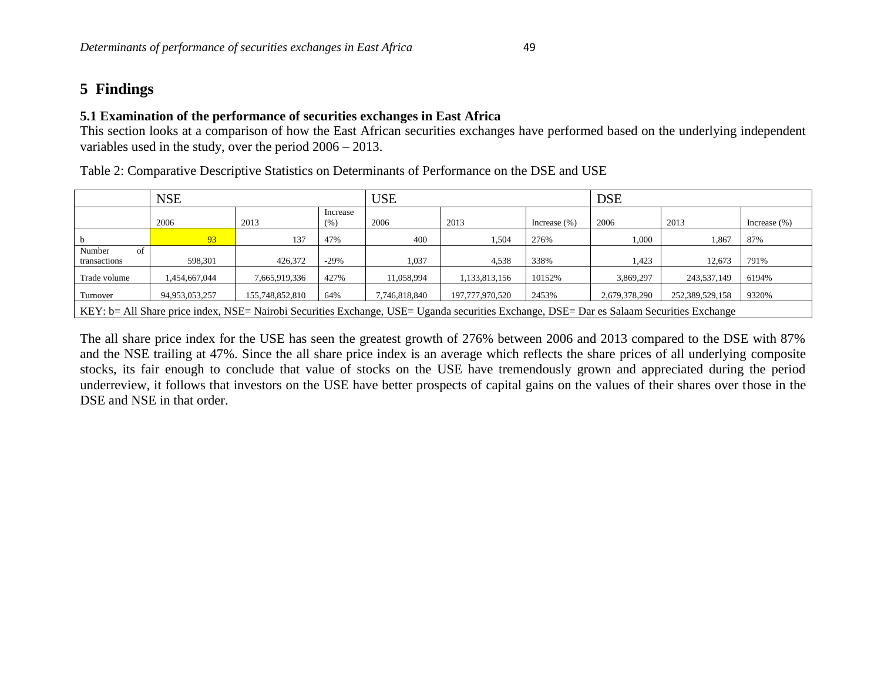# 5 Findings

### 5.1 Examination of the performance of securities exchanges in East Africa

This section looks at a comparison of how the East African securities exchanges have performed based on the underlying independent variables used in the study, over the period 2006 – 2013.

Table 2: Comparative Descriptive Statistics on Determinants of Performance on the DSE and USE

| | NSE | | | USE | | | DSE | | |
|---|---|---|---|---|---|---|---|---|---|
| | 2006 | 2013 | Increase (%) | 2006 | 2013 | Increase (%) | 2006 | 2013 | Increase (%) |
| b | 93 | 137 | 47% | 400 | 1,504 | 276% | 1,000 | 1,867 | 87% |
| Number of transactions | 598,301 | 426,372 | -29% | 1,037 | 4,538 | 338% | 1,423 | 12,673 | 791% |
| Trade volume | 1,454,667,044 | 7,665,919,336 | 427% | 11,058,994 | 1,133,813,156 | 10152% | 3,869,297 | 243,537,149 | 6194% |
| Turnover | 94,953,053,257 | 155,748,852,810 | 64% | 7,746,818,840 | 197,777,970,520 | 2453% | 2,679,378,290 | 252,389,529,158 | 9320% |
| KEY: b= All Share price index, NSE= Nairobi Securities Exchange, USE= Uganda securities Exchange, DSE= Dar es Salaam Securities Exchange | | | | | | | | | |

The all share price index for the USE has seen the greatest growth of 276% between 2006 and 2013 compared to the DSE with 87% and the NSE trailing at 47%. Since the all share price index is an average which reflects the share prices of all underlying composite stocks, its fair enough to conclude that value of stocks on the USE have tremendously grown and appreciated during the period underreview, it follows that investors on the USE have better prospects of capital gains on the values of their shares over those in the DSE and NSE in that order.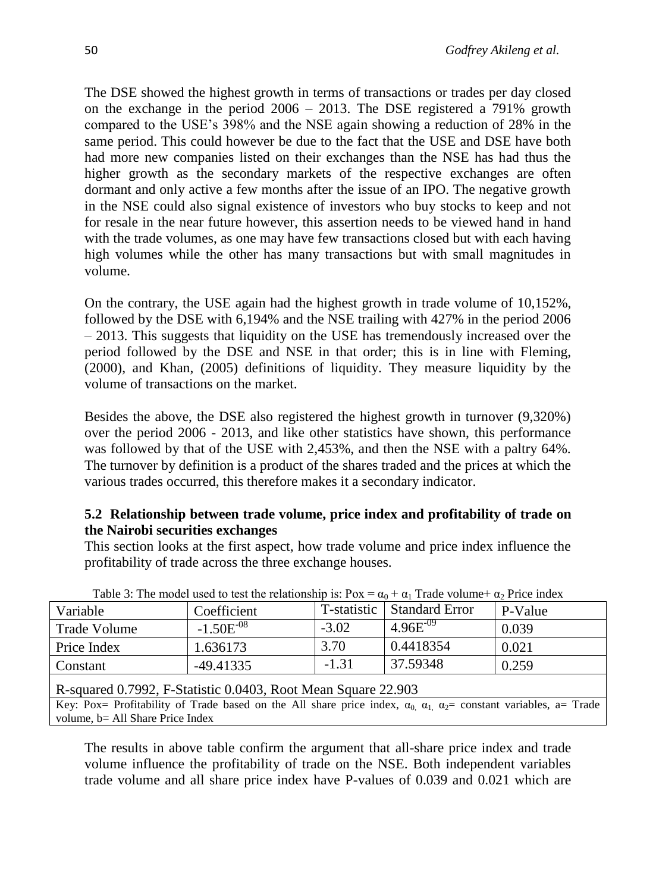The DSE showed the highest growth in terms of transactions or trades per day closed on the exchange in the period 2006 – 2013. The DSE registered a 791% growth compared to the USE's 398% and the NSE again showing a reduction of 28% in the same period. This could however be due to the fact that the USE and DSE have both had more new companies listed on their exchanges than the NSE has had thus the higher growth as the secondary markets of the respective exchanges are often dormant and only active a few months after the issue of an IPO. The negative growth in the NSE could also signal existence of investors who buy stocks to keep and not for resale in the near future however, this assertion needs to be viewed hand in hand with the trade volumes, as one may have few transactions closed but with each having high volumes while the other has many transactions but with small magnitudes in volume.

On the contrary, the USE again had the highest growth in trade volume of 10,152%, followed by the DSE with 6,194% and the NSE trailing with 427% in the period 2006 – 2013. This suggests that liquidity on the USE has tremendously increased over the period followed by the DSE and NSE in that order; this is in line with Fleming, (2000), and Khan, (2005) definitions of liquidity. They measure liquidity by the volume of transactions on the market.

Besides the above, the DSE also registered the highest growth in turnover (9,320%) over the period 2006 - 2013, and like other statistics have shown, this performance was followed by that of the USE with 2,453%, and then the NSE with a paltry 64%. The turnover by definition is a product of the shares traded and the prices at which the various trades occurred, this therefore makes it a secondary indicator.

### 5.2 Relationship between trade volume, price index and profitability of trade on the Nairobi securities exchanges

This section looks at the first aspect, how trade volume and price index influence the profitability of trade across the three exchange houses.

Table 3: The model used to test the relationship is: $Pox = \alpha_0 + \alpha_1$ Trade volume+ $\alpha_2$ Price index

| Variable | Coefficient | T-statistic | Standard Error | P-Value |
|---|---|---|---|---|
| Trade Volume | $-1.50E^{-08}$ | -3.02 | $4.96E^{-09}$ | 0.039 |
| Price Index | 1.636173 | 3.70 | 0.4418354 | 0.021 |
| Constant | -49.41335 | -1.31 | 37.59348 | 0.259 |
| R-squared 0.7992, F-Statistic 0.0403, Root Mean Square 22.903 | | | | |

Key: Pox= Profitability of Trade based on the All share price index, $\alpha_0$, $\alpha_1$, $\alpha_2$= constant variables, a= Trade volume, b= All Share Price Index

The results in above table confirm the argument that all-share price index and trade volume influence the profitability of trade on the NSE. Both independent variables trade volume and all share price index have P-values of 0.039 and 0.021 which are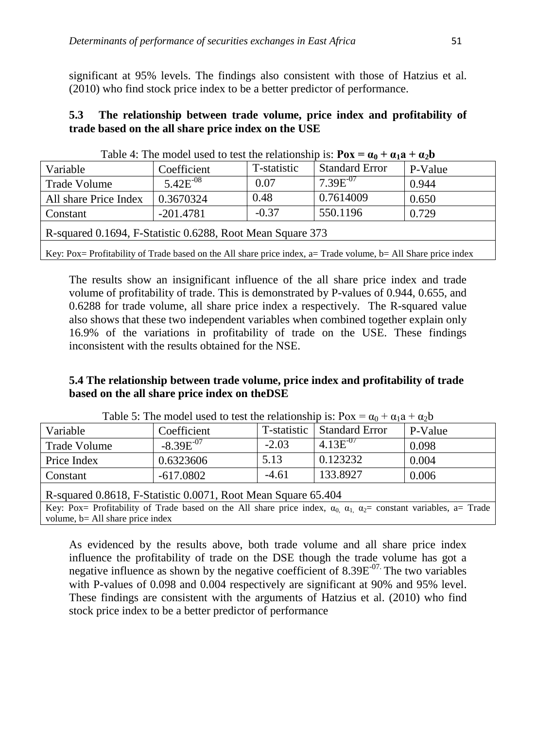significant at 95% levels. The findings also consistent with those of Hatzius et al. (2010) who find stock price index to be a better predictor of performance.

### 5.3 The relationship between trade volume, price index and profitability of trade based on the all share price index on the USE

Table 4: The model used to test the relationship is: $\mathbf{Pox = \alpha_0 + \alpha_1 a + \alpha_2 b}$

| Variable | Coefficient | T-statistic | Standard Error | P-Value |
|---|---|---|---|---|
| Trade Volume | $5.42E^{-08}$ | 0.07 | $7.39E^{-07}$ | 0.944 |
| All share Price Index | 0.3670324 | 0.48 | 0.7614009 | 0.650 |
| Constant | -201.4781 | -0.37 | 550.1196 | 0.729 |
| R-squared 0.1694, F-Statistic 0.6288, Root Mean Square 373 | | | | |
| Key: Pox= Profitability of Trade based on the All share price index, a= Trade volume, b= All Share price index | | | | |

The results show an insignificant influence of the all share price index and trade volume of profitability of trade. This is demonstrated by P-values of 0.944, 0.655, and 0.6288 for trade volume, all share price index a respectively. The R-squared value also shows that these two independent variables when combined together explain only 16.9% of the variations in profitability of trade on the USE. These findings inconsistent with the results obtained for the NSE.

### 5.4 The relationship between trade volume, price index and profitability of trade based on the all share price index on theDSE

Table 5: The model used to test the relationship is: $Pox = \alpha_0 + \alpha_1 a + \alpha_2 b$

| Variable | Coefficient | T-statistic | Standard Error | P-Value |
|---|---|---|---|---|
| Trade Volume | $-8.39E^{-07}$ | -2.03 | $4.13E^{-07}$ | 0.098 |
| Price Index | 0.6323606 | 5.13 | 0.123232 | 0.004 |
| Constant | -617.0802 | -4.61 | 133.8927 | 0.006 |
| R-squared 0.8618, F-Statistic 0.0071, Root Mean Square 65.404 | | | | |
| Key: Pox= Profitability of Trade based on the All share price index, $\alpha_0$, $\alpha_1$, $\alpha_2$= constant variables, a= Trade volume, b= All share price index | | | | |

As evidenced by the results above, both trade volume and all share price index influence the profitability of trade on the DSE though the trade volume has got a negative influence as shown by the negative coefficient of $8.39E^{-07}$. The two variables with P-values of 0.098 and 0.004 respectively are significant at 90% and 95% level. These findings are consistent with the arguments of Hatzius et al. (2010) who find stock price index to be a better predictor of performance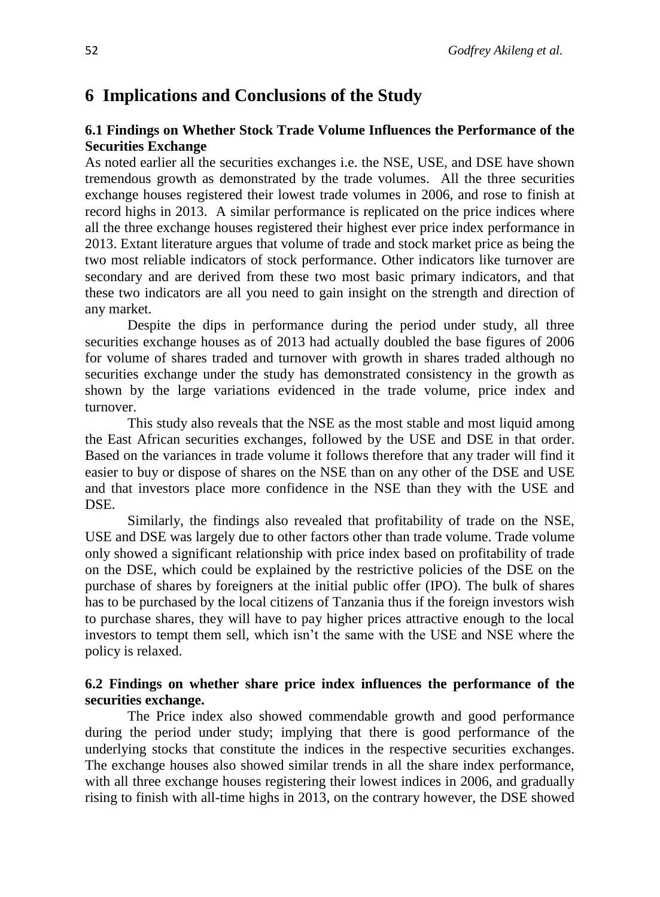# 6 Implications and Conclusions of the Study

### 6.1 Findings on Whether Stock Trade Volume Influences the Performance of the Securities Exchange

As noted earlier all the securities exchanges i.e. the NSE, USE, and DSE have shown tremendous growth as demonstrated by the trade volumes. All the three securities exchange houses registered their lowest trade volumes in 2006, and rose to finish at record highs in 2013. A similar performance is replicated on the price indices where all the three exchange houses registered their highest ever price index performance in 2013. Extant literature argues that volume of trade and stock market price as being the two most reliable indicators of stock performance. Other indicators like turnover are secondary and are derived from these two most basic primary indicators, and that these two indicators are all you need to gain insight on the strength and direction of any market.

Despite the dips in performance during the period under study, all three securities exchange houses as of 2013 had actually doubled the base figures of 2006 for volume of shares traded and turnover with growth in shares traded although no securities exchange under the study has demonstrated consistency in the growth as shown by the large variations evidenced in the trade volume, price index and turnover.

This study also reveals that the NSE as the most stable and most liquid among the East African securities exchanges, followed by the USE and DSE in that order. Based on the variances in trade volume it follows therefore that any trader will find it easier to buy or dispose of shares on the NSE than on any other of the DSE and USE and that investors place more confidence in the NSE than they with the USE and DSE.

Similarly, the findings also revealed that profitability of trade on the NSE, USE and DSE was largely due to other factors other than trade volume. Trade volume only showed a significant relationship with price index based on profitability of trade on the DSE, which could be explained by the restrictive policies of the DSE on the purchase of shares by foreigners at the initial public offer (IPO). The bulk of shares has to be purchased by the local citizens of Tanzania thus if the foreign investors wish to purchase shares, they will have to pay higher prices attractive enough to the local investors to tempt them sell, which isn't the same with the USE and NSE where the policy is relaxed.

### 6.2 Findings on whether share price index influences the performance of the securities exchange.

The Price index also showed commendable growth and good performance during the period under study; implying that there is good performance of the underlying stocks that constitute the indices in the respective securities exchanges. The exchange houses also showed similar trends in all the share index performance, with all three exchange houses registering their lowest indices in 2006, and gradually rising to finish with all-time highs in 2013, on the contrary however, the DSE showed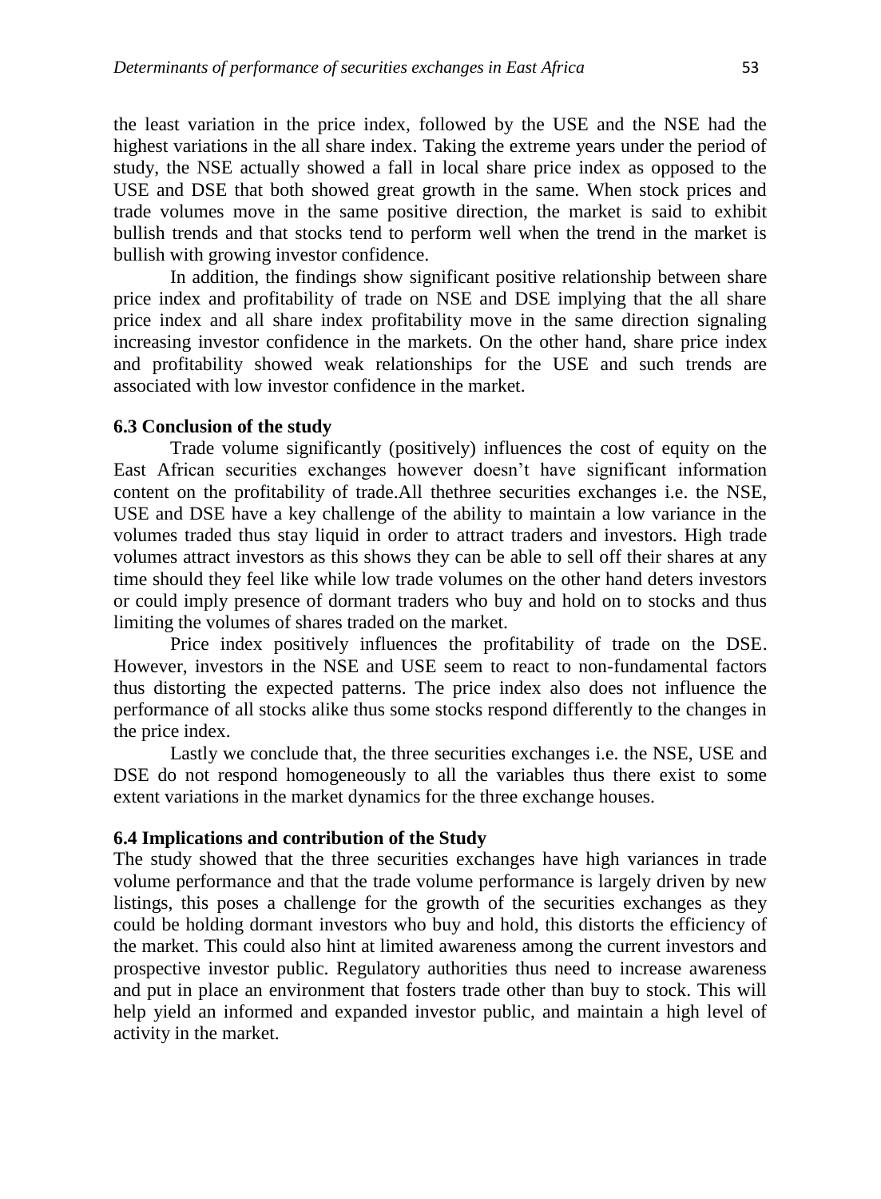the least variation in the price index, followed by the USE and the NSE had the highest variations in the all share index. Taking the extreme years under the period of study, the NSE actually showed a fall in local share price index as opposed to the USE and DSE that both showed great growth in the same. When stock prices and trade volumes move in the same positive direction, the market is said to exhibit bullish trends and that stocks tend to perform well when the trend in the market is bullish with growing investor confidence.

In addition, the findings show significant positive relationship between share price index and profitability of trade on NSE and DSE implying that the all share price index and all share index profitability move in the same direction signaling increasing investor confidence in the markets. On the other hand, share price index and profitability showed weak relationships for the USE and such trends are associated with low investor confidence in the market.

### 6.3 Conclusion of the study

Trade volume significantly (positively) influences the cost of equity on the East African securities exchanges however doesn't have significant information content on the profitability of trade.All thethree securities exchanges i.e. the NSE, USE and DSE have a key challenge of the ability to maintain a low variance in the volumes traded thus stay liquid in order to attract traders and investors. High trade volumes attract investors as this shows they can be able to sell off their shares at any time should they feel like while low trade volumes on the other hand deters investors or could imply presence of dormant traders who buy and hold on to stocks and thus limiting the volumes of shares traded on the market.

Price index positively influences the profitability of trade on the DSE. However, investors in the NSE and USE seem to react to non-fundamental factors thus distorting the expected patterns. The price index also does not influence the performance of all stocks alike thus some stocks respond differently to the changes in the price index.

Lastly we conclude that, the three securities exchanges i.e. the NSE, USE and DSE do not respond homogeneously to all the variables thus there exist to some extent variations in the market dynamics for the three exchange houses.

### 6.4 Implications and contribution of the Study

The study showed that the three securities exchanges have high variances in trade volume performance and that the trade volume performance is largely driven by new listings, this poses a challenge for the growth of the securities exchanges as they could be holding dormant investors who buy and hold, this distorts the efficiency of the market. This could also hint at limited awareness among the current investors and prospective investor public. Regulatory authorities thus need to increase awareness and put in place an environment that fosters trade other than buy to stock. This will help yield an informed and expanded investor public, and maintain a high level of activity in the market.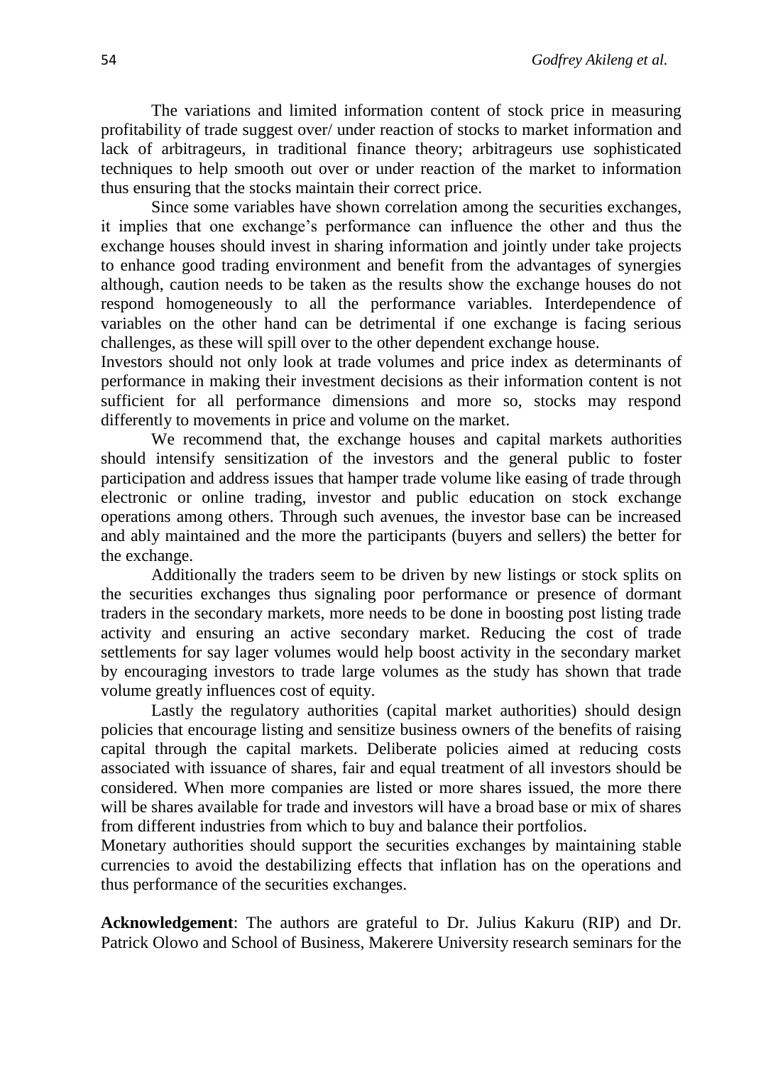The variations and limited information content of stock price in measuring profitability of trade suggest over/ under reaction of stocks to market information and lack of arbitrageurs, in traditional finance theory; arbitrageurs use sophisticated techniques to help smooth out over or under reaction of the market to information thus ensuring that the stocks maintain their correct price.

Since some variables have shown correlation among the securities exchanges, it implies that one exchange's performance can influence the other and thus the exchange houses should invest in sharing information and jointly under take projects to enhance good trading environment and benefit from the advantages of synergies although, caution needs to be taken as the results show the exchange houses do not respond homogeneously to all the performance variables. Interdependence of variables on the other hand can be detrimental if one exchange is facing serious challenges, as these will spill over to the other dependent exchange house.

Investors should not only look at trade volumes and price index as determinants of performance in making their investment decisions as their information content is not sufficient for all performance dimensions and more so, stocks may respond differently to movements in price and volume on the market.

We recommend that, the exchange houses and capital markets authorities should intensify sensitization of the investors and the general public to foster participation and address issues that hamper trade volume like easing of trade through electronic or online trading, investor and public education on stock exchange operations among others. Through such avenues, the investor base can be increased and ably maintained and the more the participants (buyers and sellers) the better for the exchange.

Additionally the traders seem to be driven by new listings or stock splits on the securities exchanges thus signaling poor performance or presence of dormant traders in the secondary markets, more needs to be done in boosting post listing trade activity and ensuring an active secondary market. Reducing the cost of trade settlements for say lager volumes would help boost activity in the secondary market by encouraging investors to trade large volumes as the study has shown that trade volume greatly influences cost of equity.

Lastly the regulatory authorities (capital market authorities) should design policies that encourage listing and sensitize business owners of the benefits of raising capital through the capital markets. Deliberate policies aimed at reducing costs associated with issuance of shares, fair and equal treatment of all investors should be considered. When more companies are listed or more shares issued, the more there will be shares available for trade and investors will have a broad base or mix of shares from different industries from which to buy and balance their portfolios.

Monetary authorities should support the securities exchanges by maintaining stable currencies to avoid the destabilizing effects that inflation has on the operations and thus performance of the securities exchanges.

**Acknowledgement**: The authors are grateful to Dr. Julius Kakuru (RIP) and Dr. Patrick Olowo and School of Business, Makerere University research seminars for the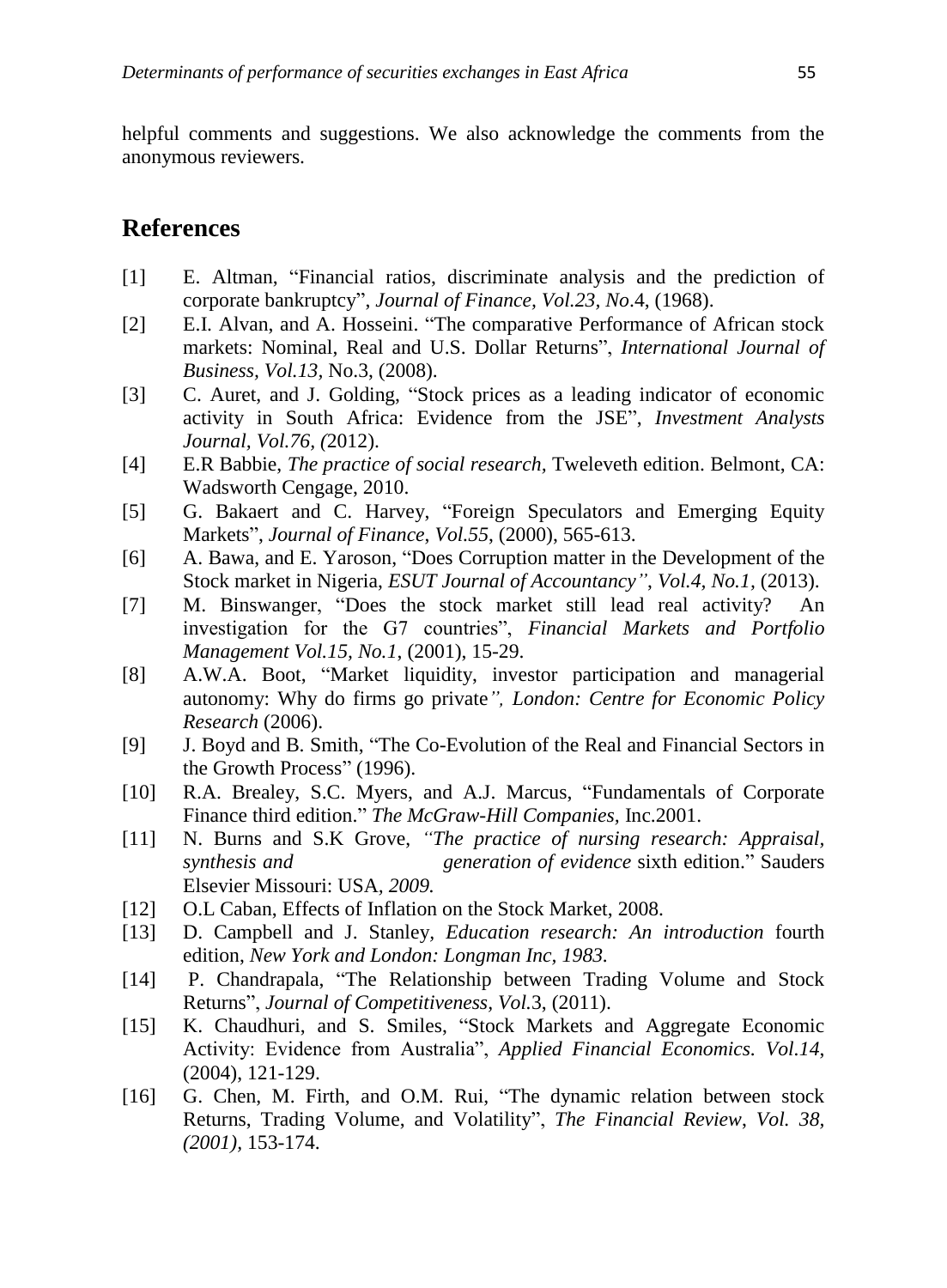helpful comments and suggestions. We also acknowledge the comments from the anonymous reviewers.

## References

[1] E. Altman, "Financial ratios, discriminate analysis and the prediction of corporate bankruptcy", *Journal of Finance, Vol.23, No*.4, (1968).

[2] E.I. Alvan, and A. Hosseini. "The comparative Performance of African stock markets: Nominal, Real and U.S. Dollar Returns", *International Journal of Business, Vol.13,* No.3, (2008).

[3] C. Auret, and J. Golding, "Stock prices as a leading indicator of economic activity in South Africa: Evidence from the JSE", *Investment Analysts Journal, Vol.76, (*2012).

[4] E.R Babbie, *The practice of social research,* Tweleveth edition. Belmont, CA: Wadsworth Cengage, 2010.

[5] G. Bakaert and C. Harvey, "Foreign Speculators and Emerging Equity Markets", *Journal of Finance, Vol.55,* (2000), 565-613.

[6] A. Bawa, and E. Yaroson, "Does Corruption matter in the Development of the Stock market in Nigeria, *ESUT Journal of Accountancy", Vol.4, No.1,* (2013).

[7] M. Binswanger, "Does the stock market still lead real activity? An investigation for the G7 countries", *Financial Markets and Portfolio Management Vol.15, No.1*, (2001), 15-29.

[8] A.W.A. Boot, "Market liquidity, investor participation and managerial autonomy: Why do firms go private*", London: Centre for Economic Policy Research* (2006).

[9] J. Boyd and B. Smith, "The Co-Evolution of the Real and Financial Sectors in the Growth Process" (1996).

[10] R.A. Brealey, S.C. Myers, and A.J. Marcus, "Fundamentals of Corporate Finance third edition." *The McGraw-Hill Companies,* Inc.2001.

[11] N. Burns and S.K Grove, *"The practice of nursing research: Appraisal, synthesis and generation of evidence* sixth edition." Sauders Elsevier Missouri: USA*, 2009.*

[12] O.L Caban, Effects of Inflation on the Stock Market, 2008.

[13] D. Campbell and J. Stanley, *Education research: An introduction* fourth edition, *New York and London: Longman Inc, 1983.*

[14] P. Chandrapala, "The Relationship between Trading Volume and Stock Returns", *Journal of Competitiveness, Vol.*3, (2011).

[15] K. Chaudhuri, and S. Smiles, "Stock Markets and Aggregate Economic Activity: Evidence from Australia", *Applied Financial Economics. Vol.14*, (2004), 121-129.

[16] G. Chen, M. Firth, and O.M. Rui, "The dynamic relation between stock Returns, Trading Volume, and Volatility", *The Financial Review, Vol. 38, (2001),* 153-174.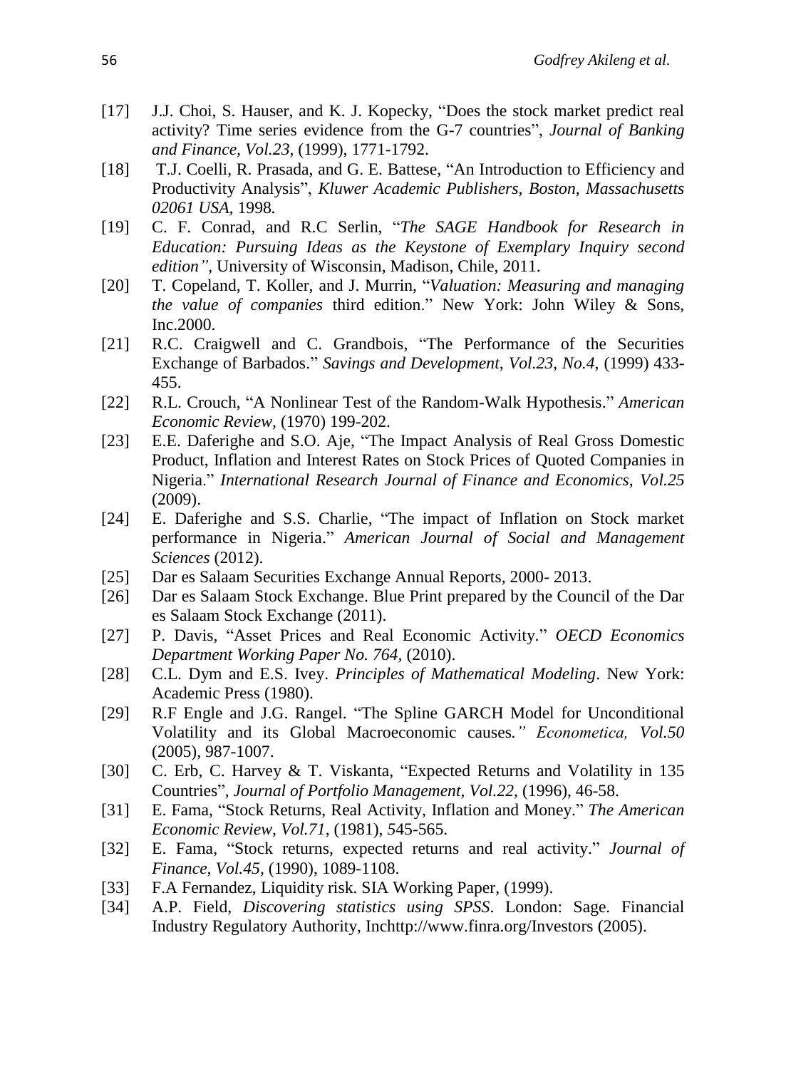[17] J.J. Choi, S. Hauser, and K. J. Kopecky, "Does the stock market predict real activity? Time series evidence from the G-7 countries", *Journal of Banking and Finance, Vol.23*, (1999), 1771-1792.

[18] T.J. Coelli, R. Prasada, and G. E. Battese, "An Introduction to Efficiency and Productivity Analysis", *Kluwer Academic Publishers, Boston, Massachusetts 02061 USA*, 1998.

[19] C. F. Conrad, and R.C Serlin, "*The SAGE Handbook for Research in Education: Pursuing Ideas as the Keystone of Exemplary Inquiry second edition"*, University of Wisconsin, Madison, Chile, 2011.

[20] T. Copeland, T. Koller, and J. Murrin, "*Valuation: Measuring and managing the value of companies* third edition." New York: John Wiley & Sons, Inc.2000.

[21] R.C. Craigwell and C. Grandbois, "The Performance of the Securities Exchange of Barbados." *Savings and Development, Vol.23, No.4*, (1999) 433-455.

[22] R.L. Crouch, "A Nonlinear Test of the Random-Walk Hypothesis." *American Economic Review*, (1970) 199-202.

[23] E.E. Daferighe and S.O. Aje, "The Impact Analysis of Real Gross Domestic Product, Inflation and Interest Rates on Stock Prices of Quoted Companies in Nigeria." *International Research Journal of Finance and Economics, Vol.25* (2009).

[24] E. Daferighe and S.S. Charlie, "The impact of Inflation on Stock market performance in Nigeria." *American Journal of Social and Management Sciences* (2012).

[25] Dar es Salaam Securities Exchange Annual Reports, 2000- 2013.

[26] Dar es Salaam Stock Exchange. Blue Print prepared by the Council of the Dar es Salaam Stock Exchange (2011).

[27] P. Davis, "Asset Prices and Real Economic Activity." *OECD Economics Department Working Paper No. 764*, (2010).

[28] C.L. Dym and E.S. Ivey. *Principles of Mathematical Modeling*. New York: Academic Press (1980).

[29] R.F Engle and J.G. Rangel. "The Spline GARCH Model for Unconditional Volatility and its Global Macroeconomic causes*." Econometica, Vol.50* (2005), 987-1007.

[30] C. Erb, C. Harvey & T. Viskanta, "Expected Returns and Volatility in 135 Countries", *Journal of Portfolio Management, Vol.22*, (1996), 46-58.

[31] E. Fama, "Stock Returns, Real Activity, Inflation and Money." *The American Economic Review, Vol.71*, (1981), 545-565.

[32] E. Fama, "Stock returns, expected returns and real activity." *Journal of Finance, Vol.45*, (1990), 1089-1108.

[33] F.A Fernandez, Liquidity risk. SIA Working Paper, (1999).

[34] A.P. Field, *Discovering statistics using SPSS*. London: Sage. Financial Industry Regulatory Authority, Inchttp://www.finra.org/Investors (2005).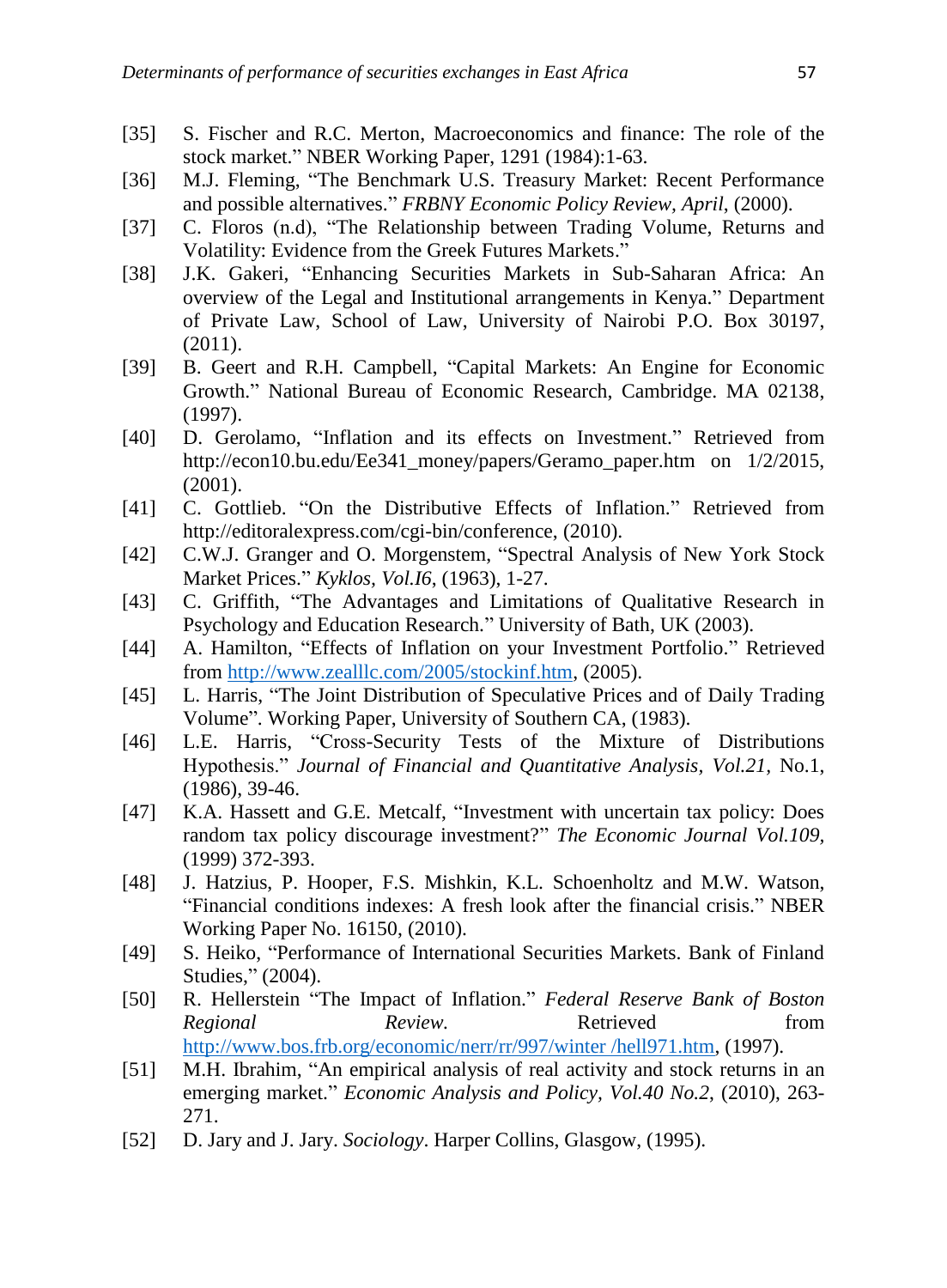[35] S. Fischer and R.C. Merton, Macroeconomics and finance: The role of the stock market." NBER Working Paper, 1291 (1984):1-63.

[36] M.J. Fleming, "The Benchmark U.S. Treasury Market: Recent Performance and possible alternatives." *FRBNY Economic Policy Review, April*, (2000).

[37] C. Floros (n.d), "The Relationship between Trading Volume, Returns and Volatility: Evidence from the Greek Futures Markets."

[38] J.K. Gakeri, "Enhancing Securities Markets in Sub-Saharan Africa: An overview of the Legal and Institutional arrangements in Kenya." Department of Private Law, School of Law, University of Nairobi P.O. Box 30197, (2011).

[39] B. Geert and R.H. Campbell, "Capital Markets: An Engine for Economic Growth." National Bureau of Economic Research, Cambridge. MA 02138, (1997).

[40] D. Gerolamo, "Inflation and its effects on Investment." Retrieved from http://econ10.bu.edu/Ee341_money/papers/Geramo_paper.htm on 1/2/2015, (2001).

[41] C. Gottlieb. "On the Distributive Effects of Inflation." Retrieved from http://editoralexpress.com/cgi-bin/conference, (2010).

[42] C.W.J. Granger and O. Morgenstem, "Spectral Analysis of New York Stock Market Prices." *Kyklos, Vol.I6*, (1963), 1-27.

[43] C. Griffith, "The Advantages and Limitations of Qualitative Research in Psychology and Education Research." University of Bath, UK (2003).

[44] A. Hamilton, "Effects of Inflation on your Investment Portfolio." Retrieved from http://www.zealllc.com/2005/stockinf.htm, (2005).

[45] L. Harris, "The Joint Distribution of Speculative Prices and of Daily Trading Volume". Working Paper, University of Southern CA, (1983).

[46] L.E. Harris, "Cross-Security Tests of the Mixture of Distributions Hypothesis." *Journal of Financial and Quantitative Analysis, Vol.21*, No.1, (1986), 39-46.

[47] K.A. Hassett and G.E. Metcalf, "Investment with uncertain tax policy: Does random tax policy discourage investment?" *The Economic Journal Vol.109,* (1999) 372-393.

[48] J. Hatzius, P. Hooper, F.S. Mishkin, K.L. Schoenholtz and M.W. Watson, "Financial conditions indexes: A fresh look after the financial crisis." NBER Working Paper No. 16150, (2010).

[49] S. Heiko, "Performance of International Securities Markets. Bank of Finland Studies," (2004).

[50] R. Hellerstein "The Impact of Inflation." *Federal Reserve Bank of Boston Regional Review.* Retrieved from http://www.bos.frb.org/economic/nerr/rr/997/winter /hell971.htm, (1997).

[51] M.H. Ibrahim, "An empirical analysis of real activity and stock returns in an emerging market." *Economic Analysis and Policy, Vol.40 No.2*, (2010), 263-271.

[52] D. Jary and J. Jary. *Sociology*. Harper Collins, Glasgow, (1995).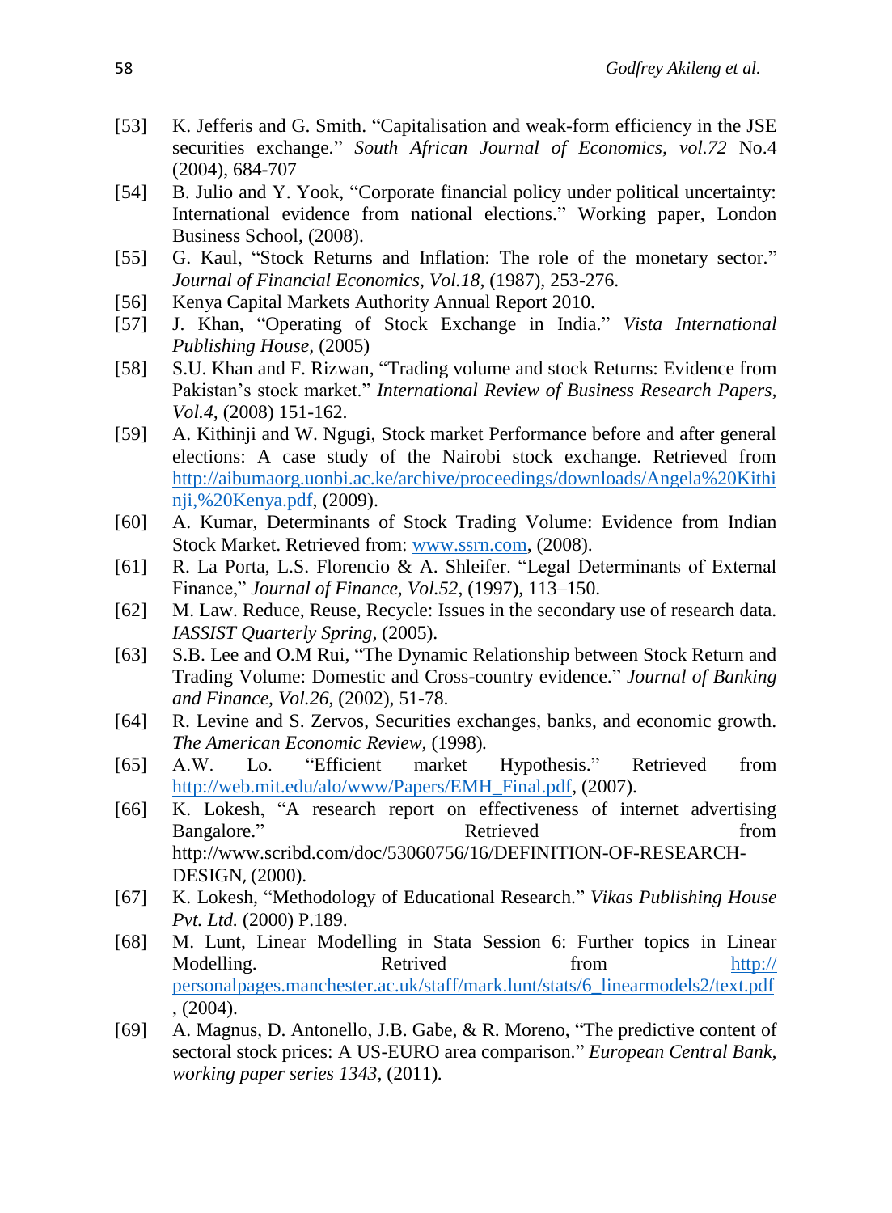[53] K. Jefferis and G. Smith. "Capitalisation and weak-form efficiency in the JSE securities exchange." *South African Journal of Economics, vol.72* No.4 (2004), 684-707

[54] B. Julio and Y. Yook, "Corporate financial policy under political uncertainty: International evidence from national elections." Working paper, London Business School, (2008).

[55] G. Kaul, "Stock Returns and Inflation: The role of the monetary sector." *Journal of Financial Economics, Vol.18*, (1987), 253-276.

[56] Kenya Capital Markets Authority Annual Report 2010.

[57] J. Khan, "Operating of Stock Exchange in India." *Vista International Publishing House,* (2005)

[58] S.U. Khan and F. Rizwan, "Trading volume and stock Returns: Evidence from Pakistan's stock market." *International Review of Business Research Papers, Vol.4,* (2008) 151-162.

[59] A. Kithinji and W. Ngugi, Stock market Performance before and after general elections: A case study of the Nairobi stock exchange. Retrieved from http://aibumaorg.uonbi.ac.ke/archive/proceedings/downloads/Angela%20Kithinji,%20Kenya.pdf, (2009).

[60] A. Kumar, Determinants of Stock Trading Volume: Evidence from Indian Stock Market. Retrieved from: www.ssrn.com, (2008).

[61] R. La Porta, L.S. Florencio & A. Shleifer. "Legal Determinants of External Finance," *Journal of Finance, Vol.52*, (1997), 113–150.

[62] M. Law. Reduce, Reuse, Recycle: Issues in the secondary use of research data. *IASSIST Quarterly Spring,* (2005).

[63] S.B. Lee and O.M Rui, "The Dynamic Relationship between Stock Return and Trading Volume: Domestic and Cross-country evidence." *Journal of Banking and Finance, Vol.26*, (2002), 51-78.

[64] R. Levine and S. Zervos, Securities exchanges, banks, and economic growth. *The American Economic Review*, (1998).

[65] A.W. Lo. "Efficient market Hypothesis." Retrieved from http://web.mit.edu/alo/www/Papers/EMH_Final.pdf, (2007).

[66] K. Lokesh, "A research report on effectiveness of internet advertising Bangalore." Retrieved from http://www.scribd.com/doc/53060756/16/DEFINITION-OF-RESEARCH-DESIGN, (2000).

[67] K. Lokesh, "Methodology of Educational Research." *Vikas Publishing House Pvt. Ltd.* (2000) P.189.

[68] M. Lunt, Linear Modelling in Stata Session 6: Further topics in Linear Modelling. Retrived from http://personalpages.manchester.ac.uk/staff/mark.lunt/stats/6_linearmodels2/text.pdf, (2004).

[69] A. Magnus, D. Antonello, J.B. Gabe, & R. Moreno, "The predictive content of sectoral stock prices: A US-EURO area comparison." *European Central Bank, working paper series 1343,* (2011).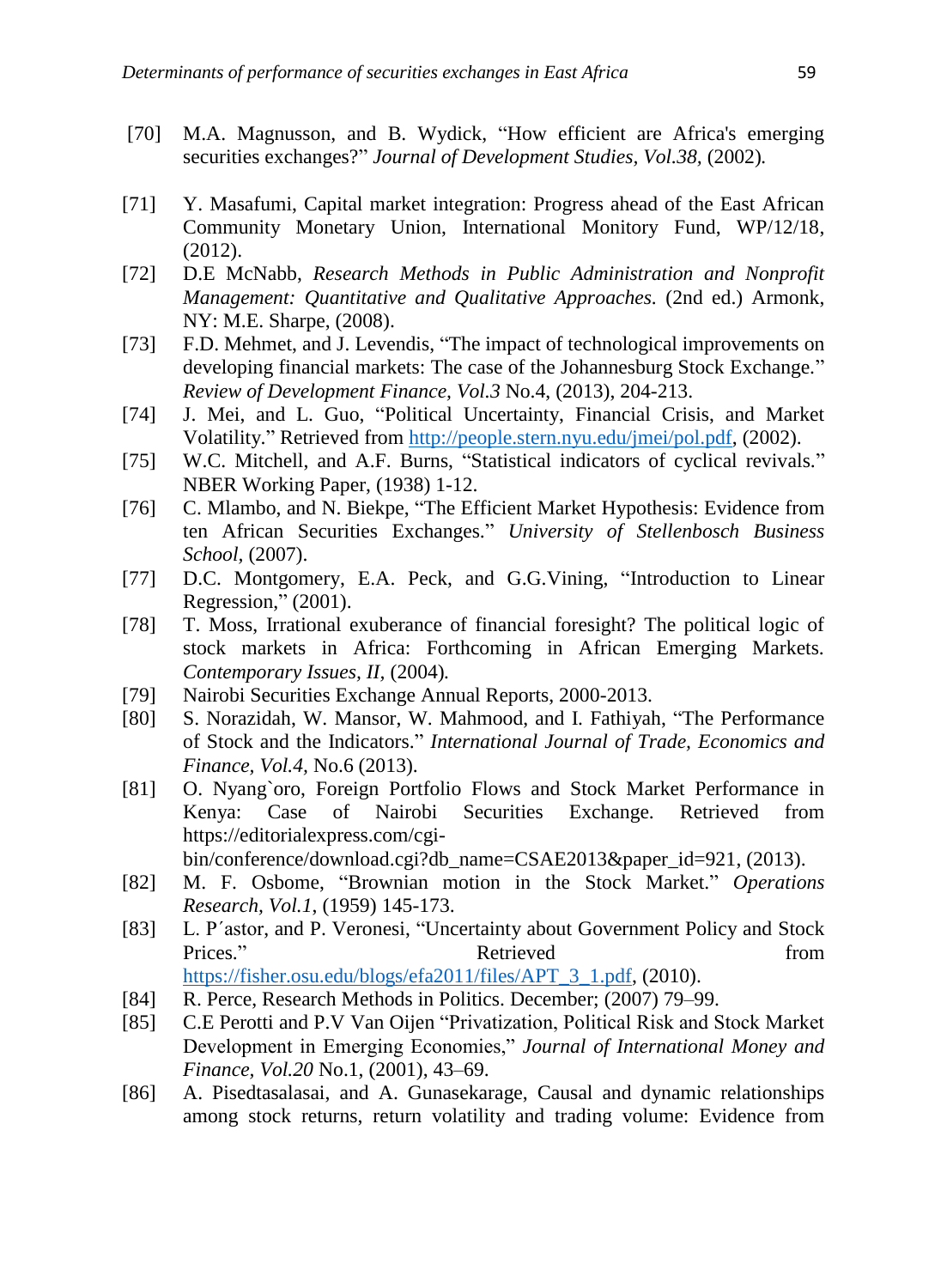[70] M.A. Magnusson, and B. Wydick, "How efficient are Africa's emerging securities exchanges?" *Journal of Development Studies, Vol.38,* (2002).

[71] Y. Masafumi, Capital market integration: Progress ahead of the East African Community Monetary Union, International Monitory Fund, WP/12/18, (2012).

[72] D.E McNabb, *Research Methods in Public Administration and Nonprofit Management: Quantitative and Qualitative Approaches*. (2nd ed.) Armonk, NY: M.E. Sharpe, (2008).

[73] F.D. Mehmet, and J. Levendis, "The impact of technological improvements on developing financial markets: The case of the Johannesburg Stock Exchange." *Review of Development Finance, Vol.3* No.4, (2013), 204-213.

[74] J. Mei, and L. Guo, "Political Uncertainty, Financial Crisis, and Market Volatility." Retrieved from http://people.stern.nyu.edu/jmei/pol.pdf, (2002).

[75] W.C. Mitchell, and A.F. Burns, "Statistical indicators of cyclical revivals." NBER Working Paper, (1938) 1-12.

[76] C. Mlambo, and N. Biekpe, "The Efficient Market Hypothesis: Evidence from ten African Securities Exchanges." *University of Stellenbosch Business School,* (2007).

[77] D.C. Montgomery, E.A. Peck, and G.G.Vining, "Introduction to Linear Regression," (2001).

[78] T. Moss, Irrational exuberance of financial foresight? The political logic of stock markets in Africa: Forthcoming in African Emerging Markets. *Contemporary Issues, II,* (2004).

[79] Nairobi Securities Exchange Annual Reports, 2000-2013.

[80] S. Norazidah, W. Mansor, W. Mahmood, and I. Fathiyah, "The Performance of Stock and the Indicators." *International Journal of Trade, Economics and Finance, Vol.4,* No.6 (2013).

[81] O. Nyang`oro, Foreign Portfolio Flows and Stock Market Performance in Kenya: Case of Nairobi Securities Exchange. Retrieved from https://editorialexpress.com/cgi-bin/conference/download.cgi?db_name=CSAE2013&paper_id=921, (2013).

[82] M. F. Osbome, "Brownian motion in the Stock Market." *Operations Research, Vol.1*, (1959) 145-173.

[83] L. P´astor, and P. Veronesi, "Uncertainty about Government Policy and Stock Prices." Retrieved from https://fisher.osu.edu/blogs/efa2011/files/APT_3_1.pdf, (2010).

[84] R. Perce, Research Methods in Politics. December; (2007) 79–99.

[85] C.E Perotti and P.V Van Oijen "Privatization, Political Risk and Stock Market Development in Emerging Economies," *Journal of International Money and Finance, Vol.20* No.1, (2001), 43–69.

[86] A. Pisedtasalasai, and A. Gunasekarage, Causal and dynamic relationships among stock returns, return volatility and trading volume: Evidence from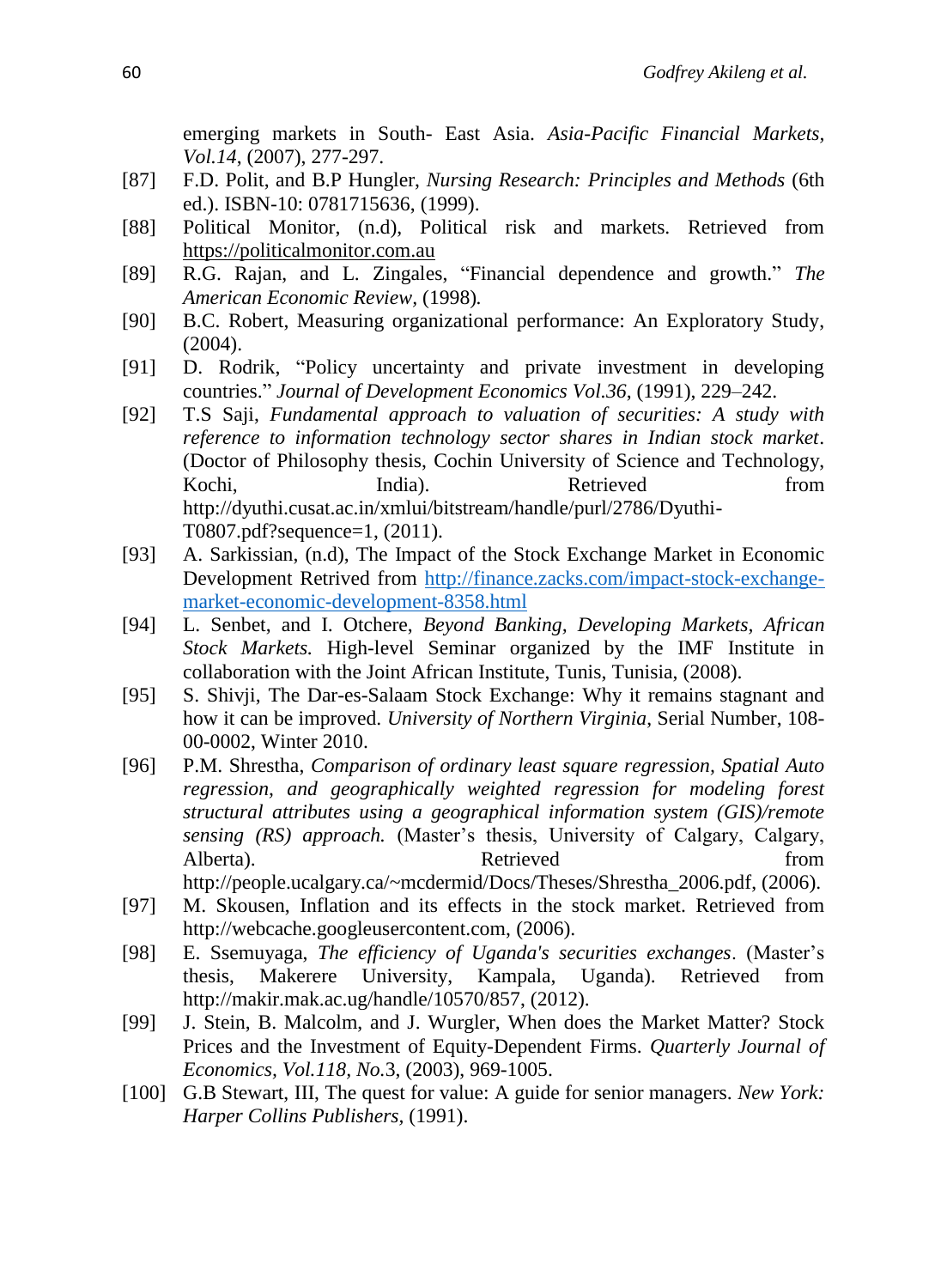emerging markets in South- East Asia. *Asia-Pacific Financial Markets, Vol.14*, (2007), 277-297.

[87] F.D. Polit, and B.P Hungler, *Nursing Research: Principles and Methods* (6th ed.). ISBN-10: 0781715636, (1999).

[88] Political Monitor, (n.d), Political risk and markets. Retrieved from https://politicalmonitor.com.au

[89] R.G. Rajan, and L. Zingales, "Financial dependence and growth." *The American Economic Review*, (1998).

[90] B.C. Robert, Measuring organizational performance: An Exploratory Study, (2004).

[91] D. Rodrik, "Policy uncertainty and private investment in developing countries." *Journal of Development Economics Vol.36*, (1991), 229–242.

[92] T.S Saji, *Fundamental approach to valuation of securities: A study with reference to information technology sector shares in Indian stock market*. (Doctor of Philosophy thesis, Cochin University of Science and Technology, Kochi, India). Retrieved from http://dyuthi.cusat.ac.in/xmlui/bitstream/handle/purl/2786/Dyuthi-T0807.pdf?sequence=1, (2011).

[93] A. Sarkissian, (n.d), The Impact of the Stock Exchange Market in Economic Development Retrived from http://finance.zacks.com/impact-stock-exchange-market-economic-development-8358.html

[94] L. Senbet, and I. Otchere, *Beyond Banking, Developing Markets, African Stock Markets.* High-level Seminar organized by the IMF Institute in collaboration with the Joint African Institute, Tunis, Tunisia, (2008).

[95] S. Shivji, The Dar-es-Salaam Stock Exchange: Why it remains stagnant and how it can be improved. *University of Northern Virginia*, Serial Number, 108-00-0002, Winter 2010.

[96] P.M. Shrestha, *Comparison of ordinary least square regression, Spatial Auto regression, and geographically weighted regression for modeling forest structural attributes using a geographical information system (GIS)/remote sensing (RS) approach.* (Master's thesis, University of Calgary, Calgary, Alberta). Retrieved from http://people.ucalgary.ca/~mcdermid/Docs/Theses/Shrestha_2006.pdf, (2006).

[97] M. Skousen, Inflation and its effects in the stock market. Retrieved from http://webcache.googleusercontent.com, (2006).

[98] E. Ssemuyaga, *The efficiency of Uganda's securities exchanges*. (Master's thesis, Makerere University, Kampala, Uganda). Retrieved from http://makir.mak.ac.ug/handle/10570/857, (2012).

[99] J. Stein, B. Malcolm, and J. Wurgler, When does the Market Matter? Stock Prices and the Investment of Equity-Dependent Firms. *Quarterly Journal of Economics, Vol.118, No.*3, (2003), 969-1005.

[100] G.B Stewart, III, The quest for value: A guide for senior managers. *New York: Harper Collins Publishers*, (1991).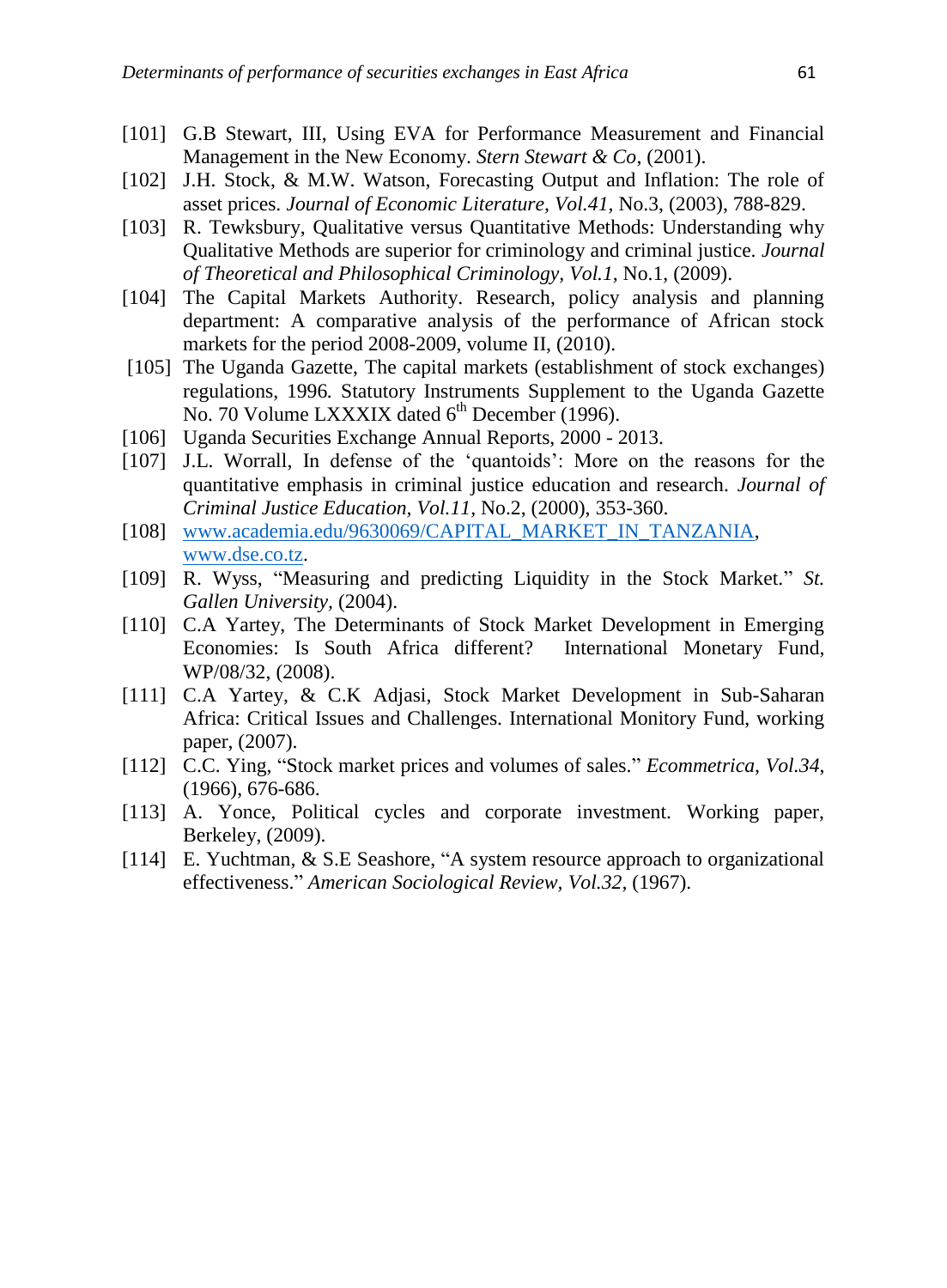[101] G.B Stewart, III, Using EVA for Performance Measurement and Financial Management in the New Economy. *Stern Stewart & Co*, (2001).

[102] J.H. Stock, & M.W. Watson, Forecasting Output and Inflation: The role of asset prices. *Journal of Economic Literature, Vol.41*, No.3, (2003), 788-829.

[103] R. Tewksbury, Qualitative versus Quantitative Methods: Understanding why Qualitative Methods are superior for criminology and criminal justice. *Journal of Theoretical and Philosophical Criminology, Vol.1*, No.1, (2009).

[104] The Capital Markets Authority. Research, policy analysis and planning department: A comparative analysis of the performance of African stock markets for the period 2008-2009, volume II, (2010).

[105] The Uganda Gazette, The capital markets (establishment of stock exchanges) regulations, 1996. Statutory Instruments Supplement to the Uganda Gazette No. 70 Volume LXXXIX dated 6th December (1996).

[106] Uganda Securities Exchange Annual Reports, 2000 - 2013.

[107] J.L. Worrall, In defense of the 'quantoids': More on the reasons for the quantitative emphasis in criminal justice education and research. *Journal of Criminal Justice Education, Vol.11*, No.2, (2000), 353-360.

[108] www.academia.edu/9630069/CAPITAL_MARKET_IN_TANZANIA, www.dse.co.tz.

[109] R. Wyss, "Measuring and predicting Liquidity in the Stock Market." *St. Gallen University*, (2004).

[110] C.A Yartey, The Determinants of Stock Market Development in Emerging Economies: Is South Africa different? International Monetary Fund, WP/08/32, (2008).

[111] C.A Yartey, & C.K Adjasi, Stock Market Development in Sub-Saharan Africa: Critical Issues and Challenges. International Monitory Fund, working paper, (2007).

[112] C.C. Ying, "Stock market prices and volumes of sales." *Ecommetrica, Vol.34*, (1966), 676-686.

[113] A. Yonce, Political cycles and corporate investment. Working paper, Berkeley, (2009).

[114] E. Yuchtman, & S.E Seashore, "A system resource approach to organizational effectiveness." *American Sociological Review, Vol.32*, (1967).